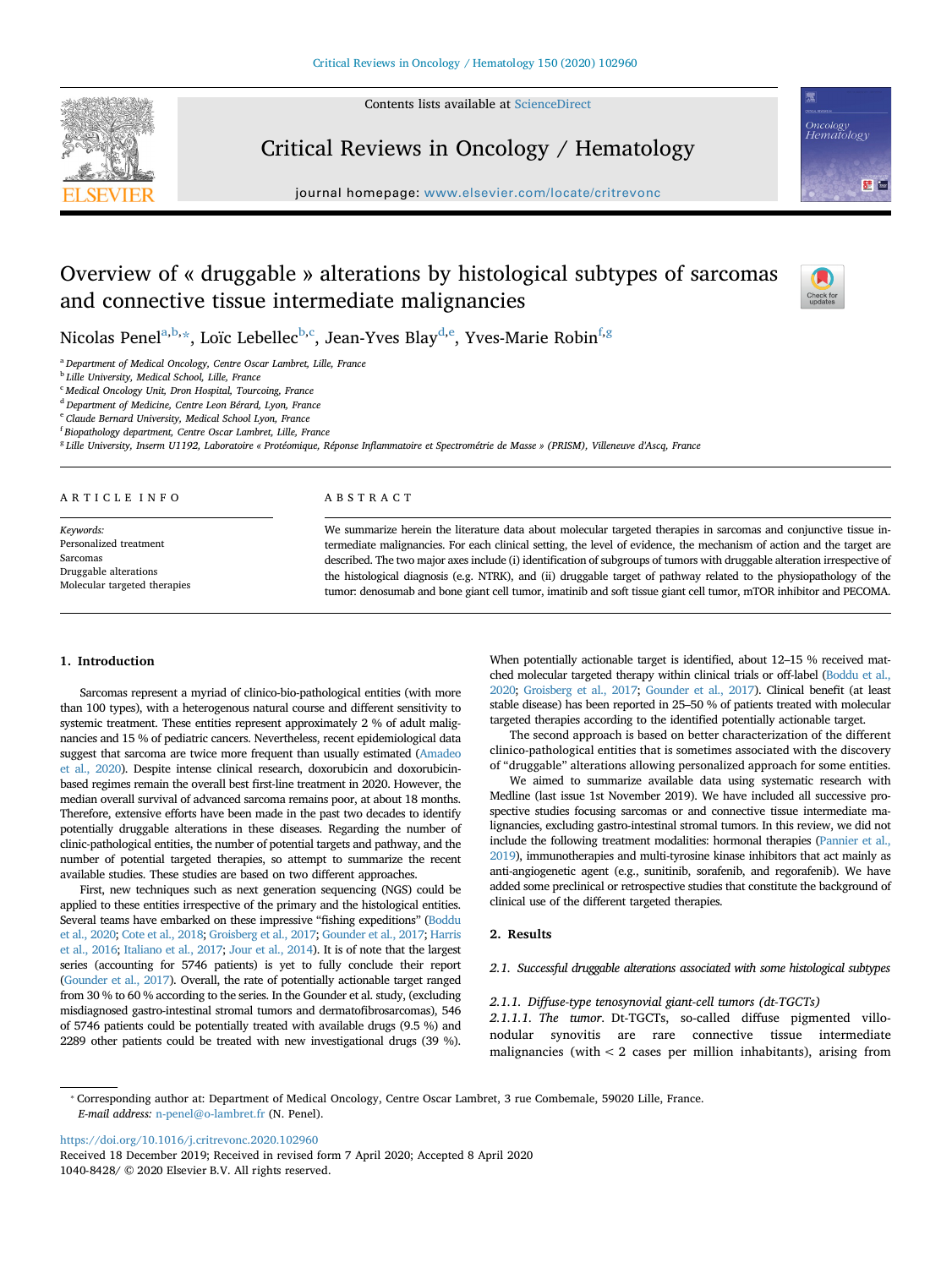# Overview of « druggable » alterations by histological subtypes of sarcomas and connective tissue intermediate malignancies

Nicolas Penel[a,b,*], Loïc Lebellec[b,c], Jean-Yves Blay[d,e], Yves-Marie Robin[f,g]

[a] Department of Medical Oncology, Centre Oscar Lambret, Lille, France
[b] Lille University, Medical School, Lille, France
[c] Medical Oncology Unit, Dron Hospital, Tourcoing, France
[d] Department of Medicine, Centre Leon Bérard, Lyon, France
[e] Claude Bernard University, Medical School Lyon, France
[f] Biopathology department, Centre Oscar Lambret, Lille, France
[g] Lille University, Inserm U1192, Laboratoire « Protéomique, Réponse Inflammatoire et Spectrométrie de Masse » (PRISM), Villeneuve d'Ascq, France

## ARTICLE INFO

*Keywords:*
Personalized treatment
Sarcomas
Druggable alterations
Molecular targeted therapies

## ABSTRACT

We summarize herein the literature data about molecular targeted therapies in sarcomas and conjunctive tissue intermediate malignancies. For each clinical setting, the level of evidence, the mechanism of action and the target are described. The two major axes include (i) identification of subgroups of tumors with druggable alteration irrespective of the histological diagnosis (e.g. NTRK), and (ii) druggable target of pathway related to the physiopathology of the tumor: denosumab and bone giant cell tumor, imatinib and soft tissue giant cell tumor, mTOR inhibitor and PECOMA.

## 1. Introduction

Sarcomas represent a myriad of clinico-bio-pathological entities (with more than 100 types), with a heterogenous natural course and different sensitivity to systemic treatment. These entities represent approximately 2 % of adult malignancies and 15 % of pediatric cancers. Nevertheless, recent epidemiological data suggest that sarcoma are twice more frequent than usually estimated (Amadeo et al., 2020). Despite intense clinical research, doxorubicin and doxorubicin-based regimes remains the overall best first-line treatment in 2020. However, the median overall survival of advanced sarcoma remains poor, at about 18 months. Therefore, extensive efforts have been made in the past two decades to identify potentially druggable alterations in these diseases. Regarding the number of clinic-pathological entities, the number of potential targets and pathway, and the number of potential targeted therapies, so attempt to summarize the recent available studies. These studies are based on two different approaches.

First, new techniques such as next generation sequencing (NGS) could be applied to these entities irrespective of the primary and the histological entities. Several teams have embarked on these impressive "fishing expeditions" (Boddu et al., 2020; Cote et al., 2018; Groisberg et al., 2017; Gounder et al., 2017; Harris et al., 2016; Italiano et al., 2017; Jour et al., 2014). It is of note that the largest series (accounting for 5746 patients) is yet to fully conclude their report (Gounder et al., 2017). Overall, the rate of potentially actionable target ranged from 30 % to 60 % according to the series. In the Gounder et al. study, (excluding misdiagnosed gastro-intestinal stromal tumors and dermatofibrosarcomas), 546 of 5746 patients could be potentially treated with available drugs (9.5 %) and 2289 other patients could be treated with new investigational drugs (39 %). When potentially actionable target is identified, about 12–15 % received matched molecular targeted therapy within clinical trials or off-label (Boddu et al., 2020; Groisberg et al., 2017; Gounder et al., 2017). Clinical benefit (at least stable disease) has been reported in 25–50 % of patients treated with molecular targeted therapies according to the identified potentially actionable target.

The second approach is based on better characterization of the different clinico-pathological entities that is sometimes associated with the discovery of "druggable" alterations allowing personalized approach for some entities.

We aimed to summarize available data using systematic research with Medline (last issue 1st November 2019). We have included all successive prospective studies focusing sarcomas or and connective tissue intermediate malignancies, excluding gastro-intestinal stromal tumors. In this review, we did not include the following treatment modalities: hormonal therapies (Pannier et al., 2019), immunotherapies and multi-tyrosine kinase inhibitors that act mainly as anti-angiogenetic agent (e.g., sunitinib, sorafenib, and regorafenib). We have added some preclinical or retrospective studies that constitute the background of clinical use of the different targeted therapies.

## 2. Results

### 2.1. Successful druggable alterations associated with some histological subtypes

#### 2.1.1. Diffuse-type tenosynovial giant-cell tumors (dt-TGCTs)

*2.1.1.1. The tumor.* Dt-TGCTs, so-called diffuse pigmented villonodular synovitis are rare connective tissue intermediate malignancies (with < 2 cases per million inhabitants), arising from

---

* Corresponding author at: Department of Medical Oncology, Centre Oscar Lambret, 3 rue Combemale, 59020 Lille, France.
*E-mail address:* n-penel@o-lambret.fr (N. Penel).

https://doi.org/10.1016/j.critrevonc.2020.102960
Received 18 December 2019; Received in revised form 7 April 2020; Accepted 8 April 2020
1040-8428/ © 2020 Elsevier B.V. All rights reserved.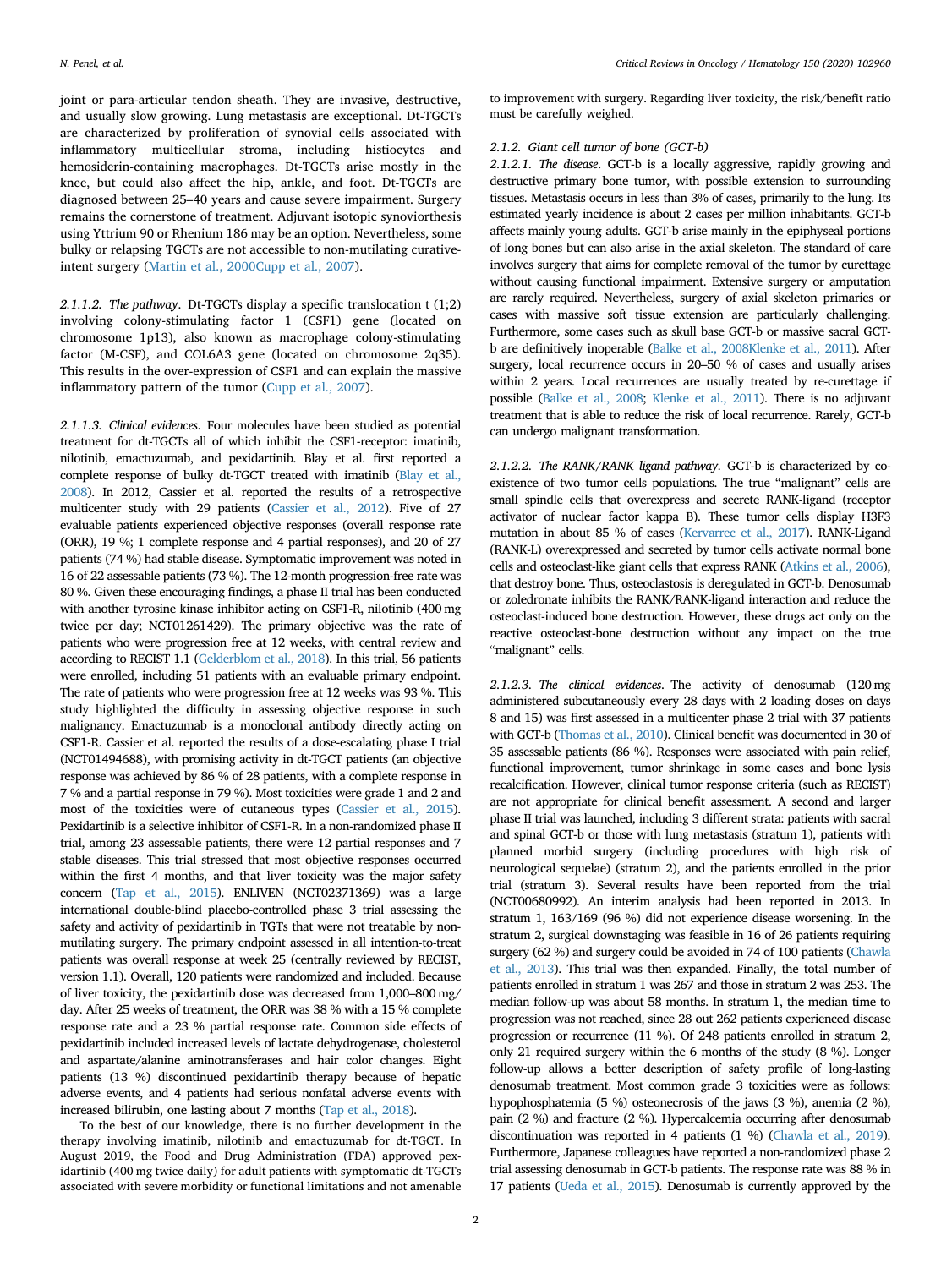joint or para-articular tendon sheath. They are invasive, destructive, and usually slow growing. Lung metastasis are exceptional. Dt-TGCTs are characterized by proliferation of synovial cells associated with inflammatory multicellular stroma, including histiocytes and hemosiderin-containing macrophages. Dt-TGCTs arise mostly in the knee, but could also affect the hip, ankle, and foot. Dt-TGCTs are diagnosed between 25–40 years and cause severe impairment. Surgery remains the cornerstone of treatment. Adjuvant isotopic synoviorthesis using Yttrium 90 or Rhenium 186 may be an option. Nevertheless, some bulky or relapsing TGCTs are not accessible to non-mutilating curative-intent surgery (Martin et al., 2000Cupp et al., 2007).

*2.1.1.2. The pathway*. Dt-TGCTs display a specific translocation t (1;2) involving colony-stimulating factor 1 (CSF1) gene (located on chromosome 1p13), also known as macrophage colony-stimulating factor (M-CSF), and COL6A3 gene (located on chromosome 2q35). This results in the over-expression of CSF1 and can explain the massive inflammatory pattern of the tumor (Cupp et al., 2007).

*2.1.1.3. Clinical evidences*. Four molecules have been studied as potential treatment for dt-TGCTs all of which inhibit the CSF1-receptor: imatinib, nilotinib, emactuzumab, and pexidartinib. Blay et al. first reported a complete response of bulky dt-TGCT treated with imatinib (Blay et al., 2008). In 2012, Cassier et al. reported the results of a retrospective multicenter study with 29 patients (Cassier et al., 2012). Five of 27 evaluable patients experienced objective responses (overall response rate (ORR), 19 %; 1 complete response and 4 partial responses), and 20 of 27 patients (74 %) had stable disease. Symptomatic improvement was noted in 16 of 22 assessable patients (73 %). The 12-month progression-free rate was 80 %. Given these encouraging findings, a phase II trial has been conducted with another tyrosine kinase inhibitor acting on CSF1-R, nilotinib (400 mg twice per day; NCT01261429). The primary objective was the rate of patients who were progression free at 12 weeks, with central review and according to RECIST 1.1 (Gelderblom et al., 2018). In this trial, 56 patients were enrolled, including 51 patients with an evaluable primary endpoint. The rate of patients who were progression free at 12 weeks was 93 %. This study highlighted the difficulty in assessing objective response in such malignancy. Emactuzumab is a monoclonal antibody directly acting on CSF1-R. Cassier et al. reported the results of a dose-escalating phase I trial (NCT01494688), with promising activity in dt-TGCT patients (an objective response was achieved by 86 % of 28 patients, with a complete response in 7 % and a partial response in 79 %). Most toxicities were grade 1 and 2 and most of the toxicities were of cutaneous types (Cassier et al., 2015). Pexidartinib is a selective inhibitor of CSF1-R. In a non-randomized phase II trial, among 23 assessable patients, there were 12 partial responses and 7 stable diseases. This trial stressed that most objective responses occurred within the first 4 months, and that liver toxicity was the major safety concern (Tap et al., 2015). ENLIVEN (NCT02371369) was a large international double-blind placebo-controlled phase 3 trial assessing the safety and activity of pexidartinib in TGCTs that were not treatable by non-mutilating surgery. The primary endpoint assessed in all intention-to-treat patients was overall response at week 25 (centrally reviewed by RECIST, version 1.1). Overall, 120 patients were randomized and included. Because of liver toxicity, the pexidartinib dose was decreased from 1,000–800 mg/day. After 25 weeks of treatment, the ORR was 38 % with a 15 % complete response rate and a 23 % partial response rate. Common side effects of pexidartinib included increased levels of lactate dehydrogenase, cholesterol and aspartate/alanine aminotransferases and hair color changes. Eight patients (13 %) discontinued pexidartinib therapy because of hepatic adverse events, and 4 patients had serious nonfatal adverse events with increased bilirubin, one lasting about 7 months (Tap et al., 2018).

To the best of our knowledge, there is no further development in the therapy involving imatinib, nilotinib and emactuzumab for dt-TGCT. In August 2019, the Food and Drug Administration (FDA) approved pexidartinib (400 mg twice daily) for adult patients with symptomatic dt-TGCTs associated with severe morbidity or functional limitations and not amenable to improvement with surgery. Regarding liver toxicity, the risk/benefit ratio must be carefully weighed.

*2.1.2. Giant cell tumor of bone (GCT-b)*

*2.1.2.1. The disease*. GCT-b is a locally aggressive, rapidly growing and destructive primary bone tumor, with possible extension to surrounding tissues. Metastasis occurs in less than 3% of cases, primarily to the lung. Its estimated yearly incidence is about 2 cases per million inhabitants. GCT-b affects mainly young adults. GCT-b arise mainly in the epiphyseal portions of long bones but can also arise in the axial skeleton. The standard of care involves surgery that aims for complete removal of the tumor by curettage without causing functional impairment. Extensive surgery or amputation are rarely required. Nevertheless, surgery of axial skeleton primaries or cases with massive soft tissue extension are particularly challenging. Furthermore, some cases such as skull base GCT-b or massive sacral GCT-b are definitively inoperable (Balke et al., 2008Klenke et al., 2011). After surgery, local recurrence occurs in 20–50 % of cases and usually arises within 2 years. Local recurrences are usually treated by re-curettage if possible (Balke et al., 2008; Klenke et al., 2011). There is no adjuvant treatment that is able to reduce the risk of local recurrence. Rarely, GCT-b can undergo malignant transformation.

*2.1.2.2. The RANK/RANK ligand pathway*. GCT-b is characterized by co-existence of two tumor cells populations. The true "malignant" cells are small spindle cells that overexpress and secrete RANK-ligand (receptor activator of nuclear factor kappa B). These tumor cells display H3F3 mutation in about 85 % of cases (Kervarrec et al., 2017). RANK-Ligand (RANK-L) overexpressed and secreted by tumor cells activate normal bone cells and osteoclast-like giant cells that express RANK (Atkins et al., 2006), that destroy bone. Thus, osteoclastosis is deregulated in GCT-b. Denosumab or zoledronate inhibits the RANK/RANK-ligand interaction and reduce the osteoclast-induced bone destruction. However, these drugs act only on the reactive osteoclast-bone destruction without any impact on the true "malignant" cells.

*2.1.2.3. The clinical evidences*. The activity of denosumab (120 mg administered subcutaneously every 28 days with 2 loading doses on days 8 and 15) was first assessed in a multicenter phase 2 trial with 37 patients with GCT-b (Thomas et al., 2010). Clinical benefit was documented in 30 of 35 assessable patients (86 %). Responses were associated with pain relief, functional improvement, tumor shrinkage in some cases and bone lysis recalcification. However, clinical tumor response criteria (such as RECIST) are not appropriate for clinical benefit assessment. A second and larger phase II trial was launched, including 3 different strata: patients with sacral and spinal GCT-b or those with lung metastasis (stratum 1), patients with planned morbid surgery (including procedures with high risk of neurological sequelae) (stratum 2), and the patients enrolled in the prior trial (stratum 3). Several results have been reported from the trial (NCT00680992). An interim analysis had been reported in 2013. In stratum 1, 163/169 (96 %) did not experience disease worsening. In the stratum 2, surgical downstaging was feasible in 16 of 26 patients requiring surgery (62 %) and surgery could be avoided in 74 of 100 patients (Chawla et al., 2013). This trial was then expanded. Finally, the total number of patients enrolled in stratum 1 was 267 and those in stratum 2 was 253. The median follow-up was about 58 months. In stratum 1, the median time to progression was not reached, since 28 out 262 patients experienced disease progression or recurrence (11 %). Of 248 patients enrolled in stratum 2, only 21 required surgery within the 6 months of the study (8 %). Longer follow-up allows a better description of safety profile of long-lasting denosumab treatment. Most common grade 3 toxicities were as follows: hypophosphatemia (5 %) osteonecrosis of the jaws (3 %), anemia (2 %), pain (2 %) and fracture (2 %). Hypercalcemia occurring after denosumab discontinuation was reported in 4 patients (1 %) (Chawla et al., 2019). Furthermore, Japanese colleagues have reported a non-randomized phase 2 trial assessing denosumab in GCT-b patients. The response rate was 88 % in 17 patients (Ueda et al., 2015). Denosumab is currently approved by the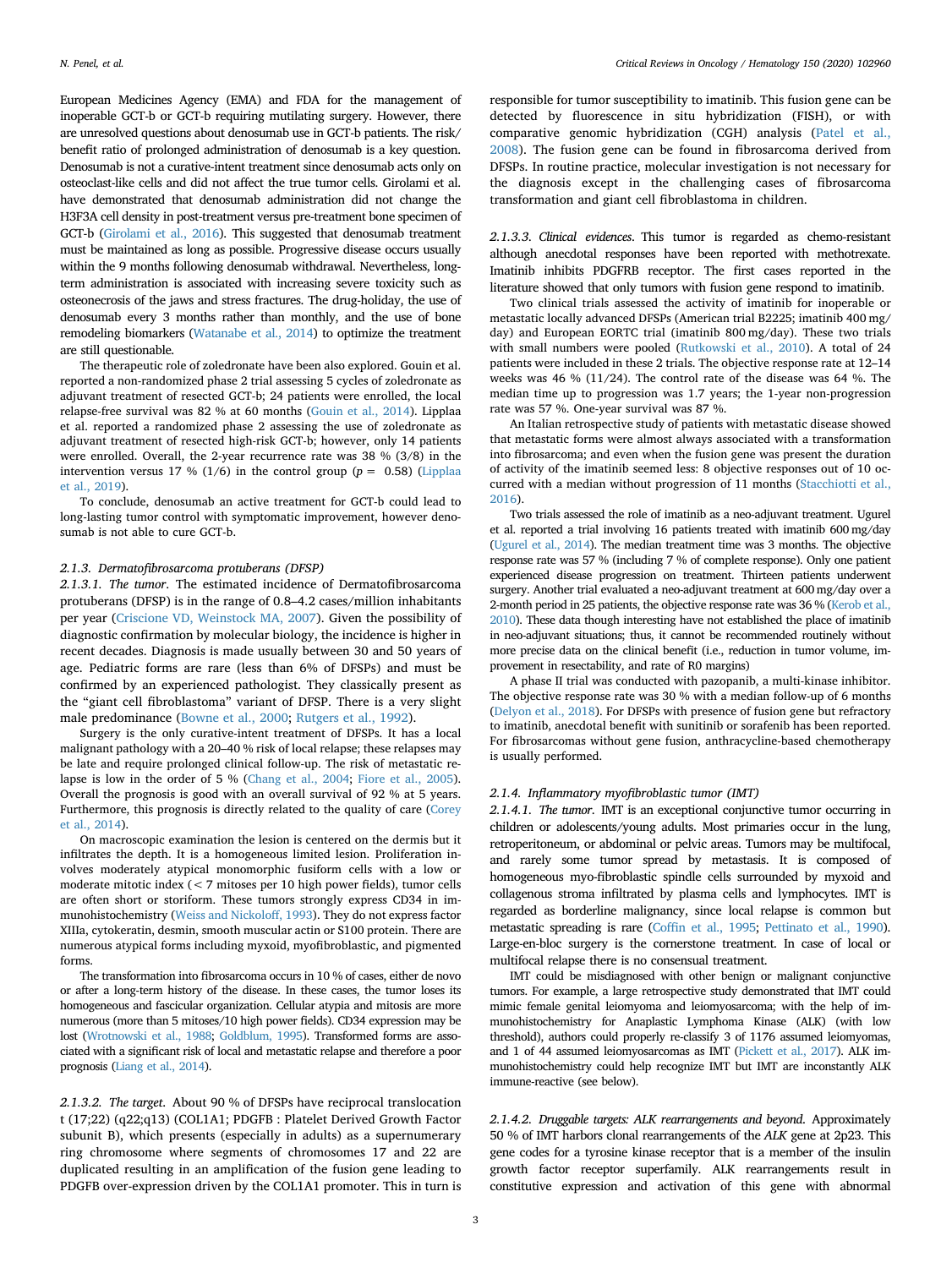European Medicines Agency (EMA) and FDA for the management of inoperable GCT-b or GCT-b requiring mutilating surgery. However, there are unresolved questions about denosumab use in GCT-b patients. The risk/benefit ratio of prolonged administration of denosumab is a key question. Denosumab is not a curative-intent treatment since denosumab acts only on osteoclast-like cells and did not affect the true tumor cells. Girolami et al. have demonstrated that denosumab administration did not change the H3F3A cell density in post-treatment versus pre-treatment bone specimen of GCT-b (Girolami et al., 2016). This suggested that denosumab treatment must be maintained as long as possible. Progressive disease occurs usually within the 9 months following denosumab withdrawal. Nevertheless, long-term administration is associated with increasing severe toxicity such as osteonecrosis of the jaws and stress fractures. The drug-holiday, the use of denosumab every 3 months rather than monthly, and the use of bone remodeling biomarkers (Watanabe et al., 2014) to optimize the treatment are still questionable.

The therapeutic role of zoledronate have been also explored. Gouin et al. reported a non-randomized phase 2 trial assessing 5 cycles of zoledronate as adjuvant treatment of resected GCT-b; 24 patients were enrolled, the local relapse-free survival was 82 % at 60 months (Gouin et al., 2014). Lipplaa et al. reported a randomized phase 2 assessing the use of zoledronate as adjuvant treatment of resected high-risk GCT-b; however, only 14 patients were enrolled. Overall, the 2-year recurrence rate was 38 % (3/8) in the intervention versus 17 % (1/6) in the control group ($p = 0.58$) (Lipplaa et al., 2019).

To conclude, denosumab an active treatment for GCT-b could lead to long-lasting tumor control with symptomatic improvement, however denosumab is not able to cure GCT-b.

### 2.1.3. Dermatofibrosarcoma protuberans (DFSP)

*2.1.3.1. The tumor.* The estimated incidence of Dermatofibrosarcoma protuberans (DFSP) is in the range of 0.8–4.2 cases/million inhabitants per year (Criscione VD, Weinstock MA, 2007). Given the possibility of diagnostic confirmation by molecular biology, the incidence is higher in recent decades. Diagnosis is made usually between 30 and 50 years of age. Pediatric forms are rare (less than 6% of DFSPs) and must be confirmed by an experienced pathologist. They classically present as the "giant cell fibroblastoma" variant of DFSP. There is a very slight male predominance (Bowne et al., 2000; Rutgers et al., 1992).

Surgery is the only curative-intent treatment of DFSPs. It has a local malignant pathology with a 20–40 % risk of local relapse; these relapses may be late and require prolonged clinical follow-up. The risk of metastatic relapse is low in the order of 5 % (Chang et al., 2004; Fiore et al., 2005). Overall the prognosis is good with an overall survival of 92 % at 5 years. Furthermore, this prognosis is directly related to the quality of care (Corey et al., 2014).

On macroscopic examination the lesion is centered on the dermis but it infiltrates the depth. It is a homogeneous limited lesion. Proliferation involves moderately atypical monomorphic fusiform cells with a low or moderate mitotic index (< 7 mitoses per 10 high power fields), tumor cells are often short or storiform. These tumors strongly express CD34 in immunohistochemistry (Weiss and Nickoloff, 1993). They do not express factor XIIIa, cytokeratin, desmin, smooth muscular actin or S100 protein. There are numerous atypical forms including myxoid, myofibroblastic, and pigmented forms.

The transformation into fibrosarcoma occurs in 10 % of cases, either de novo or after a long-term history of the disease. In these cases, the tumor loses its homogeneous and fascicular organization. Cellular atypia and mitosis are more numerous (more than 5 mitoses/10 high power fields). CD34 expression may be lost (Wrotnowski et al., 1988; Goldblum, 1995). Transformed forms are associated with a significant risk of local and metastatic relapse and therefore a poor prognosis (Liang et al., 2014).

*2.1.3.2. The target.* About 90 % of DFSPs have reciprocal translocation t (17;22) (q22;q13) (COL1A1; PDGFB : Platelet Derived Growth Factor subunit B), which presents (especially in adults) as a supernumerary ring chromosome where segments of chromosomes 17 and 22 are duplicated resulting in an amplification of the fusion gene leading to PDGFB over-expression driven by the COL1A1 promoter. This in turn is responsible for tumor susceptibility to imatinib. This fusion gene can be detected by fluorescence in situ hybridization (FISH), or with comparative genomic hybridization (CGH) analysis (Patel et al., 2008). The fusion gene can be found in fibrosarcoma derived from DFSPs. In routine practice, molecular investigation is not necessary for the diagnosis except in the challenging cases of fibrosarcoma transformation and giant cell fibroblastoma in children.

*2.1.3.3. Clinical evidences.* This tumor is regarded as chemo-resistant although anecdotal responses have been reported with methotrexate. Imatinib inhibits PDGFRB receptor. The first cases reported in the literature showed that only tumors with fusion gene respond to imatinib.

Two clinical trials assessed the activity of imatinib for inoperable or metastatic locally advanced DFSPs (American trial B2225; imatinib 400 mg/day) and European EORTC trial (imatinib 800 mg/day). These two trials with small numbers were pooled (Rutkowski et al., 2010). A total of 24 patients were included in these 2 trials. The objective response rate at 12–14 weeks was 46 % (11/24). The control rate of the disease was 64 %. The median time up to progression was 1.7 years; the 1-year non-progression rate was 57 %. One-year survival was 87 %.

An Italian retrospective study of patients with metastatic disease showed that metastatic forms were almost always associated with a transformation into fibrosarcoma; and even when the fusion gene was present the duration of activity of the imatinib seemed less: 8 objective responses out of 10 occurred with a median without progression of 11 months (Stacchiotti et al., 2016).

Two trials assessed the role of imatinib as a neo-adjuvant treatment. Ugurel et al. reported a trial involving 16 patients treated with imatinib 600 mg/day (Ugurel et al., 2014). The median treatment time was 3 months. The objective response rate was 57 % (including 7 % of complete response). Only one patient experienced disease progression on treatment. Thirteen patients underwent surgery. Another trial evaluated a neo-adjuvant treatment at 600 mg/day over a 2-month period in 25 patients, the objective response rate was 36 % (Kerob et al., 2010). These data though interesting have not established the place of imatinib in neo-adjuvant situations; thus, it cannot be recommended routinely without more precise data on the clinical benefit (i.e., reduction in tumor volume, improvement in resectability, and rate of R0 margins)

A phase II trial was conducted with pazopanib, a multi-kinase inhibitor. The objective response rate was 30 % with a median follow-up of 6 months (Delyon et al., 2018). For DFSPs with presence of fusion gene but refractory to imatinib, anecdotal benefit with sunitinib or sorafenib has been reported. For fibrosarcomas without gene fusion, anthracycline-based chemotherapy is usually performed.

### 2.1.4. Inflammatory myofibroblastic tumor (IMT)

*2.1.4.1. The tumor.* IMT is an exceptional conjunctive tumor occurring in children or adolescents/young adults. Most primaries occur in the lung, retroperitoneum, or abdominal or pelvic areas. Tumors may be multifocal, and rarely some tumor spread by metastasis. It is composed of homogeneous myo-fibroblastic spindle cells surrounded by myxoid and collagenous stroma infiltrated by plasma cells and lymphocytes. IMT is regarded as borderline malignancy, since local relapse is common but metastatic spreading is rare (Coffin et al., 1995; Pettinato et al., 1990). Large-en-bloc surgery is the cornerstone treatment. In case of local or multifocal relapse there is no consensual treatment.

IMT could be misdiagnosed with other benign or malignant conjunctive tumors. For example, a large retrospective study demonstrated that IMT could mimic female genital leiomyoma and leiomyosarcoma; with the help of immunohistochemistry for Anaplastic Lymphoma Kinase (ALK) (with low threshold), authors could properly re-classify 3 of 1176 assumed leiomyomas, and 1 of 44 assumed leiomyosarcomas as IMT (Pickett et al., 2017). ALK immunohistochemistry could help recognize IMT but IMT are inconstantly ALK immune-reactive (see below).

*2.1.4.2. Druggable targets: ALK rearrangements and beyond.* Approximately 50 % of IMT harbors clonal rearrangements of the *ALK* gene at 2p23. This gene codes for a tyrosine kinase receptor that is a member of the insulin growth factor receptor superfamily. ALK rearrangements result in constitutive expression and activation of this gene with abnormal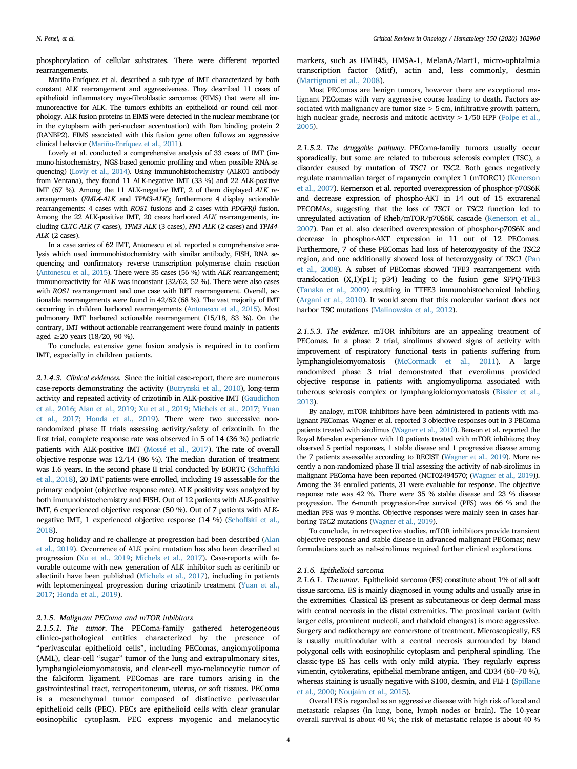phosphorylation of cellular substrates. There were different reported rearrangements.

Mariño-Enríquez et al. described a sub-type of IMT characterized by both constant ALK rearrangement and aggressiveness. They described 11 cases of epithelioid inflammatory myo-fibroblastic sarcomas (EIMS) that were all immunoreactive for ALK. The tumors exhibits an epithelioid or round cell morphology. ALK fusion proteins in EIMS were detected in the nuclear membrane (or in the cytoplasm with peri-nuclear accentuation) with Ran binding protein 2 (RANBP2). EIMS associated with this fusion gene often follows an aggressive clinical behavior (Mariño-Enríquez et al., 2011).

Lovely et al. conducted a comprehensive analysis of 33 cases of IMT (immuno-histochemistry, NGS-based genomic profiling and when possible RNA-sequencing) (Lovly et al., 2014). Using immunohistochemistry (ALK01 antibody from Ventana), they found 11 ALK-negative IMT (33 %) and 22 ALK-positive IMT (67 %). Among the 11 ALK-negative IMT, 2 of them displayed *ALK* rearrangements (*EML4-ALK* and *TPM3-ALK*); furthermore 4 display actionable rearrangements: 4 cases with *ROS1* fusions and 2 cases with *PDGFRβ* fusion. Among the 22 ALK-positive IMT, 20 cases harbored *ALK* rearrangements, including *CLTC-ALK* (7 cases), *TPM3-ALK* (3 cases), *FN1-ALK* (2 cases) and *TPM4-ALK* (2 cases).

In a case series of 62 IMT, Antonescu et al. reported a comprehensive analysis which used immunohistochemistry with similar antibody, FISH, RNA sequencing and confirmatory reverse transcription polymerase chain reaction (Antonescu et al., 2015). There were 35 cases (56 %) with *ALK* rearrangement; immunoreactivity for ALK was inconstant (32/62, 52 %). There were also cases with *ROS1* rearrangement and one case with RET rearrangement. Overall, actionable rearrangements were found in 42/62 (68 %). The vast majority of IMT occurring in children harbored rearrangements (Antonescu et al., 2015). Most pulmonary IMT harbored actionable rearrangement (15/18, 83 %). On the contrary, IMT without actionable rearrangement were found mainly in patients aged ≥20 years (18/20, 90 %).

To conclude, extensive gene fusion analysis is required in to confirm IMT, especially in children patients.

*2.1.4.3. Clinical evidences.* Since the initial case-report, there are numerous case-reports demonstrating the activity (Butrynski et al., 2010), long-term activity and repeated activity of crizotinib in ALK-positive IMT (Gaudichon et al., 2016; Alan et al., 2019; Xu et al., 2019; Michels et al., 2017; Yuan et al., 2017; Honda et al., 2019). There were two successive non-randomized phase II trials assessing activity/safety of crizotinib. In the first trial, complete response rate was observed in 5 of 14 (36 %) pediatric patients with ALK-positive IMT (Mossé et al., 2017). The rate of overall objective response was 12/14 (86 %). The median duration of treatment was 1.6 years. In the second phase II trial conducted by EORTC (Schoffski et al., 2018), 20 IMT patients were enrolled, including 19 assessable for the primary endpoint (objective response rate). ALK positivity was analyzed by both immunohistochemistry and FISH. Out of 12 patients with ALK-positive IMT, 6 experienced objective response (50 %). Out of 7 patients with ALK-negative IMT, 1 experienced objective response (14 %) (Schoffski et al., 2018).

Drug-holiday and re-challenge at progression had been described (Alan et al., 2019). Occurrence of ALK point mutation has also been described at progression (Xu et al., 2019; Michels et al., 2017). Case-reports with favorable outcome with new generation of ALK inhibitor such as ceritinib or alectinib have been published (Michels et al., 2017), including in patients with leptomeningeal progression during crizotinib treatment (Yuan et al., 2017; Honda et al., 2019).

### 2.1.5. Malignant PEComa and mTOR inhibitors

*2.1.5.1. The tumor.* The PEComa-family gathered heterogeneous clinico-pathological entities characterized by the presence of "perivascular epithelioid cells", including PEComas, angiomyolipoma (AML), clear-cell "sugar" tumor of the lung and extrapulmonary sites, lymphangioleiomyomatosis, and clear-cell myo-melanocytic tumor of the falciform ligament. PEComas are rare tumors arising in the gastrointestinal tract, retroperitoneum, uterus, or soft tissues. PEComa is a mesenchymal tumor composed of distinctive perivascular epithelioid cells (PEC). PECs are epithelioid cells with clear granular eosinophilic cytoplasm. PEC express myogenic and melanocytic markers, such as HMB45, HMSA-1, MelanA/Mart1, micro-ophtalmia transcription factor (Mitf), actin and, less commonly, desmin (Martignoni et al., 2008).

Most PEComas are benign tumors, however there are exceptional malignant PEComas with very aggressive course leading to death. Factors associated with malignancy are tumor size > 5 cm, infiltrative growth pattern, high nuclear grade, necrosis and mitotic activity > 1/50 HPF (Folpe et al., 2005).

*2.1.5.2. The druggable pathway.* PEComa-family tumors usually occur sporadically, but some are related to tuberous sclerosis complex (TSC), a disorder caused by mutation of *TSC1* or *TSC2*. Both genes negatively regulate mammalian target of rapamycin complex 1 (mTORC1) (Kenerson et al., 2007). Kernerson et al. reported overexpression of phosphor-p70S6K and decrease expression of phospho-AKT in 14 out of 15 extrarenal PECOMAs, suggesting that the loss of *TSC1* or *TSC2* function led to unregulated activation of Rheb/mTOR/p70S6K cascade (Kenerson et al., 2007). Pan et al. also described overexpression of phosphor-p70S6K and decrease in phosphor-AKT expression in 11 out of 12 PEComas. Furthermore, 7 of these PEComas had loss of heterozygosity of the *TSC2* region, and one additionally showed loss of heterozygosity of *TSC1* (Pan et al., 2008). A subset of PEComas showed TFE3 rearrangement with translocation (X,1)(p11; p34) leading to the fusion gene SFPQ-TFE3 (Tanaka et al., 2009) resulting in TTFE3 immunohistochemical labeling (Argani et al., 2010). It would seem that this molecular variant does not harbor TSC mutations (Malinowska et al., 2012).

*2.1.5.3. The evidence.* mTOR inhibitors are an appealing treatment of PEComas. In a phase 2 trial, sirolimus showed signs of activity with improvement of respiratory functional tests in patients suffering from lymphangioleiomyomatosis (McCormack et al., 2011). A large randomized phase 3 trial demonstrated that everolimus provided objective response in patients with angiomyolipoma associated with tuberous sclerosis complex or lymphangioleiomyomatosis (Bissler et al., 2013).

By analogy, mTOR inhibitors have been administered in patients with malignant PEComas. Wagner et al. reported 3 objective responses out in 3 PEComa patients treated with sirolimus (Wagner et al., 2010). Benson et al. reported the Royal Marsden experience with 10 patients treated with mTOR inhibitors; they observed 5 partial responses, 1 stable disease and 1 progressive disease among the 7 patients assessable according to RECIST (Wagner et al., 2019). More recently a non-randomized phase II trial assessing the activity of nab-sirolimus in malignant PEComa have been reported (NCT02494570; (Wagner et al., 2019)). Among the 34 enrolled patients, 31 were evaluable for response. The objective response rate was 42 %. There were 35 % stable disease and 23 % disease progression. The 6-month progression-free survival (PFS) was 66 % and the median PFS was 9 months. Objective responses were mainly seen in cases harboring *TSC2* mutations (Wagner et al., 2019).

To conclude, in retrospective studies, mTOR inhibitors provide transient objective response and stable disease in advanced malignant PEComas; new formulations such as nab-sirolimus required further clinical explorations.

### 2.1.6. Epithelioid sarcoma

*2.1.6.1. The tumor.* Epithelioid sarcoma (ES) constitute about 1% of all soft tissue sarcoma. ES is mainly diagnosed in young adults and usually arise in the extremities. Classical ES present as subcutaneous or deep dermal mass with central necrosis in the distal extremities. The proximal variant (with larger cells, prominent nucleoli, and rhabdoid changes) is more aggressive. Surgery and radiotherapy are cornerstone of treatment. Microscopically, ES is usually multinodular with a central necrosis surrounded by bland polygonal cells with eosinophilic cytoplasm and peripheral spindling. The classic-type ES has cells with only mild atypia. They regularly express vimentin, cytokeratins, epithelial membrane antigen, and CD34 (60–70 %), whereas staining is usually negative with S100, desmin, and FLI-1 (Spillane et al., 2000; Noujaim et al., 2015).

Overall ES is regarded as an aggressive disease with high risk of local and metastatic relapses (in lung, bone, lymph nodes or brain). The 10-year overall survival is about 40 %; the risk of metastatic relapse is about 40 %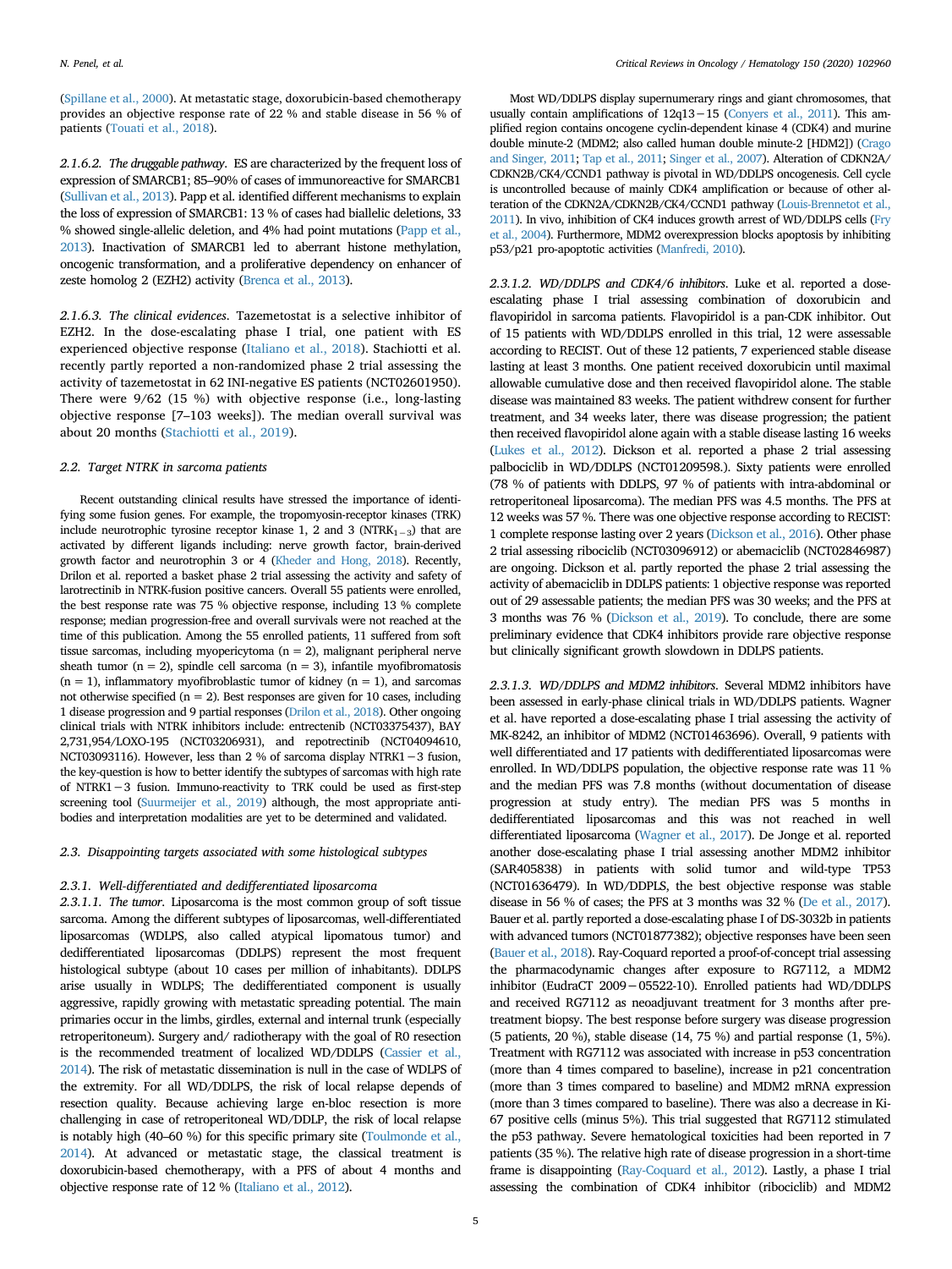(Spillane et al., 2000). At metastatic stage, doxorubicin-based chemotherapy provides an objective response rate of 22 % and stable disease in 56 % of patients (Touati et al., 2018).

*2.1.6.2. The druggable pathway.* ES are characterized by the frequent loss of expression of SMARCB1; 85–90% of cases of immunoreactive for SMARCB1 (Sullivan et al., 2013). Papp et al. identified different mechanisms to explain the loss of expression of SMARCB1: 13 % of cases had biallelic deletions, 33 % showed single-allelic deletion, and 4% had point mutations (Papp et al., 2013). Inactivation of SMARCB1 led to aberrant histone methylation, oncogenic transformation, and a proliferative dependency on enhancer of zeste homolog 2 (EZH2) activity (Brenca et al., 2013).

*2.1.6.3. The clinical evidences.* Tazemetostat is a selective inhibitor of EZH2. In the dose-escalating phase I trial, one patient with ES experienced objective response (Italiano et al., 2018). Stachiotti et al. recently partly reported a non-randomized phase 2 trial assessing the activity of tazemetostat in 62 INI-negative ES patients (NCT02601950). There were 9/62 (15 %) with objective response (i.e., long-lasting objective response [7–103 weeks]). The median overall survival was about 20 months (Stachiotti et al., 2019).

### 2.2. Target NTRK in sarcoma patients

Recent outstanding clinical results have stressed the importance of identifying some fusion genes. For example, the tropomyosin-receptor kinases (TRK) include neurotrophic tyrosine receptor kinase 1, 2 and 3 ($NTRK_{1-3}$) that are activated by different ligands including: nerve growth factor, brain-derived growth factor and neurotrophin 3 or 4 (Kheder and Hong, 2018). Recently, Drilon et al. reported a basket phase 2 trial assessing the activity and safety of larotrectinib in NTRK-fusion positive cancers. Overall 55 patients were enrolled, the best response rate was 75 % objective response, including 13 % complete response; median progression-free and overall survivals were not reached at the time of this publication. Among the 55 enrolled patients, 11 suffered from soft tissue sarcomas, including myopericytoma (n = 2), malignant peripheral nerve sheath tumor (n = 2), spindle cell sarcoma (n = 3), infantile myofibromatosis (n = 1), inflammatory myofibroblastic tumor of kidney (n = 1), and sarcomas not otherwise specified (n = 2). Best responses are given for 10 cases, including 1 disease progression and 9 partial responses (Drilon et al., 2018). Other ongoing clinical trials with NTRK inhibitors include: entrectenib (NCT03375437), BAY 2,731,954/LOXO-195 (NCT03206931), and repotrectinib (NCT04094610, NCT03093116). However, less than 2 % of sarcoma display NTRK1−3 fusion, the key-question is how to better identify the subtypes of sarcomas with high rate of NTRK1−3 fusion. Immuno-reactivity to TRK could be used as first-step screening tool (Suurmeijer et al., 2019) although, the most appropriate antibodies and interpretation modalities are yet to be determined and validated.

### 2.3. Disappointing targets associated with some histological subtypes

#### 2.3.1. Well-differentiated and dedifferentiated liposarcoma

*2.3.1.1. The tumor.* Liposarcoma is the most common group of soft tissue sarcoma. Among the different subtypes of liposarcomas, well-differentiated liposarcomas (WDLPS, also called atypical lipomatous tumor) and dedifferentiated liposarcomas (DDLPS) represent the most frequent histological subtype (about 10 cases per million of inhabitants). DDLPS arise usually in WDLPS; The dedifferentiated component is usually aggressive, rapidly growing with metastatic spreading potential. The main primaries occur in the limbs, girdles, external and internal trunk (especially retroperitoneum). Surgery and/ radiotherapy with the goal of R0 resection is the recommended treatment of localized WD/DDLPS (Cassier et al., 2014). The risk of metastatic dissemination is null in the case of WDLPS of the extremity. For all WD/DDLPS, the risk of local relapse depends of resection quality. Because achieving large en-bloc resection is more challenging in case of retroperitoneal WD/DDLP, the risk of local relapse is notably high (40–60 %) for this specific primary site (Toulmonde et al., 2014). At advanced or metastatic stage, the classical treatment is doxorubicin-based chemotherapy, with a PFS of about 4 months and objective response rate of 12 % (Italiano et al., 2012).

Most WD/DDLPS display supernumerary rings and giant chromosomes, that usually contain amplifications of 12q13−15 (Conyers et al., 2011). This amplified region contains oncogene cyclin-dependent kinase 4 (CDK4) and murine double minute-2 (MDM2; also called human double minute-2 [HDM2]) (Crago and Singer, 2011; Tap et al., 2011; Singer et al., 2007). Alteration of CDKN2A/CDKN2B/CK4/CCND1 pathway is pivotal in WD/DDLPS oncogenesis. Cell cycle is uncontrolled because of mainly CDK4 amplification or because of other alteration of the CDKN2A/CDKN2B/CK4/CCND1 pathway (Louis-Brennetot et al., 2011). In vivo, inhibition of CK4 induces growth arrest of WD/DDLPS cells (Fry et al., 2004). Furthermore, MDM2 overexpression blocks apoptosis by inhibiting p53/p21 pro-apoptotic activities (Manfredi, 2010).

*2.3.1.2. WD/DDLPS and CDK4/6 inhibitors.* Luke et al. reported a dose-escalating phase I trial assessing combination of doxorubicin and flavopiridol in sarcoma patients. Flavopiridol is a pan-CDK inhibitor. Out of 15 patients with WD/DDLPS enrolled in this trial, 12 were assessable according to RECIST. Out of these 12 patients, 7 experienced stable disease lasting at least 3 months. One patient received doxorubicin until maximal allowable cumulative dose and then received flavopiridol alone. The stable disease was maintained 83 weeks. The patient withdrew consent for further treatment, and 34 weeks later, there was disease progression; the patient then received flavopiridol alone again with a stable disease lasting 16 weeks (Lukes et al., 2012). Dickson et al. reported a phase 2 trial assessing palbociclib in WD/DDLPS (NCT01209598.). Sixty patients were enrolled (78 % of patients with DDLPS, 97 % of patients with intra-abdominal or retroperitoneal liposarcoma). The median PFS was 4.5 months. The PFS at 12 weeks was 57 %. There was one objective response according to RECIST: 1 complete response lasting over 2 years (Dickson et al., 2016). Other phase 2 trial assessing ribociclib (NCT03096912) or abemaciclib (NCT02846987) are ongoing. Dickson et al. partly reported the phase 2 trial assessing the activity of abemaciclib in DDLPS patients: 1 objective response was reported out of 29 assessable patients; the median PFS was 30 weeks; and the PFS at 3 months was 76 % (Dickson et al., 2019). To conclude, there are some preliminary evidence that CDK4 inhibitors provide rare objective response but clinically significant growth slowdown in DDLPS patients.

*2.3.1.3. WD/DDLPS and MDM2 inhibitors.* Several MDM2 inhibitors have been assessed in early-phase clinical trials in WD/DDLPS patients. Wagner et al. have reported a dose-escalating phase I trial assessing the activity of MK-8242, an inhibitor of MDM2 (NCT01463696). Overall, 9 patients with well differentiated and 17 patients with dedifferentiated liposarcomas were enrolled. In WD/DDLPS population, the objective response rate was 11 % and the median PFS was 7.8 months (without documentation of disease progression at study entry). The median PFS was 5 months in dedifferentiated liposarcomas and this was not reached in well differentiated liposarcoma (Wagner et al., 2017). De Jonge et al. reported another dose-escalating phase I trial assessing another MDM2 inhibitor (SAR405838) in patients with solid tumor and wild-type TP53 (NCT01636479). In WD/DDPLS, the best objective response was stable disease in 56 % of cases; the PFS at 3 months was 32 % (De et al., 2017). Bauer et al. partly reported a dose-escalating phase I of DS-3032b in patients with advanced tumors (NCT01877382); objective responses have been seen (Bauer et al., 2018). Ray-Coquard reported a proof-of-concept trial assessing the pharmacodynamic changes after exposure to RG7112, a MDM2 inhibitor (EudraCT 2009−05522-10). Enrolled patients had WD/DDLPS and received RG7112 as neoadjuvant treatment for 3 months after pre-treatment biopsy. The best response before surgery was disease progression (5 patients, 20 %), stable disease (14, 75 %) and partial response (1, 5%). Treatment with RG7112 was associated with increase in p53 concentration (more than 4 times compared to baseline), increase in p21 concentration (more than 3 times compared to baseline) and MDM2 mRNA expression (more than 3 times compared to baseline). There was also a decrease in Ki-67 positive cells (minus 5%). This trial suggested that RG7112 stimulated the p53 pathway. Severe hematological toxicities had been reported in 7 patients (35 %). The relative high rate of disease progression in a short-time frame is disappointing (Ray-Coquard et al., 2012). Lastly, a phase I trial assessing the combination of CDK4 inhibitor (ribociclib) and MDM2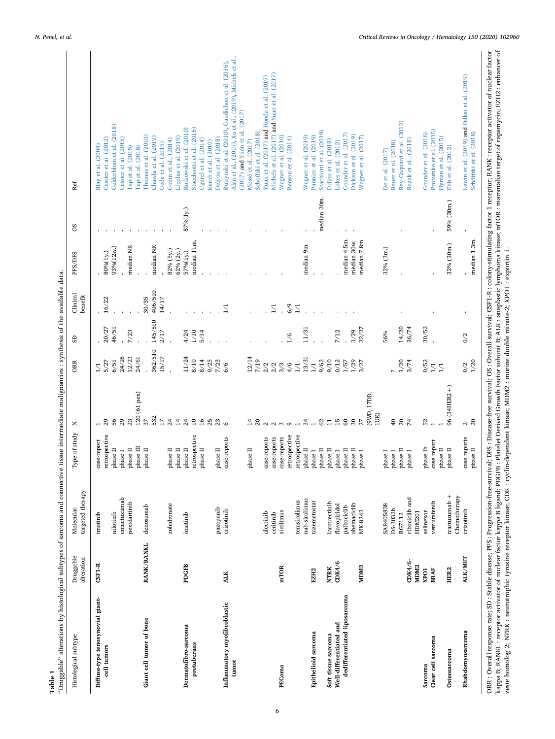**Table 1**
"Druggable" alterations by histological subtypes of sarcoma and connective tissue intermediate malignancies : synthesis of the available data.

| Histological subtype | Druggable alteration | Molecular targeted therapy | Type of study | N | ORR | SD | Clinical benefit | PFS/DFS | OS | Ref |
|---|---|---|---|---|---|---|---|---|---|---|
| **Diffuse-type tenosynovial giant-cell tumors** | **CSF1-R** | imatinib | case-report | 1 | 1/1 | - | - | - | - | Blay et al. (2008) |
| | | | retrospective | 29 | 5/27 | 20/27 | 16/22 | 80%(1y.) | - | Cassier et al. (2012) |
| | | nilotinib | phase II | 56 | 6/51 | 46/51 | - | 93%(12w.) | - | Gelderblom et al. (2018) |
| | | emactuzumab | phase I | 29 | 24/28 | - | - | - | - | Cassier et al. (2015) |
| | | pexidartinib | phase II | 23 | 12/23 | 7/23 | - | median NR | - | Tap et al. (2015) |
| | | | phase III | 120 (61 pex) | 24/61 | - | - | - | - | Tap et al. (2018) |
| **Giant cell tumor of bone** | **RANK/RANKL** | denosumab | phase II | 37 | - | - | 30/35 | - | - | Thomas et al. (2010) |
| | | | | 532 | 362/510 | 145/510 | 406/510 | median NR | - | Chawla et al. (2019) |
| | | | | 17 | 15/17 | 2/17 | 14/17 | - | - | Ueda et al. (2015) |
| | | zoledronate | phase II | 24 | - | - | - | 82% (5y.) | - | Gouin et al., (2014) |
| | | | phase II | 14 | - | - | - | 62% (2y.) | - | Lipplaa et al. (2019) |
| **Dermatofibro-sarcoma protuberans** | **PDGFB** | imatinib | phase II | 24 | 11/24 | 4/24 | - | 57%(1y.) | 87%(1y.) | Rutkowski et al. (2010) |
| | | | retrospective | 10 | 8/10 | 1/10 | - | median 11m. | - | Stacchiotti et al. (2016) |
| | | | phase II | 16 | 8/14 | 5/14 | - | - | - | Ugurel et al. (2014) |
| | | | | 25 | 9/25 | - | - | - | - | Kerob et al. (2010) |
| | | pazopanib | phase II | 23 | 7/23 | - | - | - | - | Delyon et al. (2018) |
| **Inflammatory myofibroblastic tumor** | **ALK** | crizotinib | case-reports | 6 | 6/6 | - | 1/1 | - | - | Butrynski et al. (2010), Gaudichon et al. (2016), Alan et al., (2019), Xu et al., (2019), Michels et al., (2017) and Yuan et al. (2017) |
| | | | phase II | 14 | 12/14 | - | - | - | - | Mossé et al. (2017) |
| | | | | 20 | 7/19 | - | - | - | - | Schöffski et al. (2018) |
| | | alectinib | case-reports | 2 | 2/2 | - | - | - | - | Yuan et al. (2017) and Honda et al. (2019) |
| | | ceritinib | case-reports | 2 | 2/2 | - | 1/1 | - | - | Michels et al. (2017) and Yuan et al. (2017) |
| **PEComa** | **mTOR** | sirolimus | case-reports | 3 | 3/3 | - | - | - | - | Wagner et al. (2010) |
| | | | retrospective | 9 | 4/6 | 1/6 | 6/9 | - | - | Benson et al. (2014) |
| | | temsirolimus | retrospective | 1 | 1/1 | - | 1/1 | - | - | |
| | | nab-sirolimus | phase II | 34 | 13/31 | 11/31 | - | median 9m. | - | Wagner et al. (2019) |
| **Epithelioid sarcoma** | **EZH2** | tazemetostat | phase I | 1 | 1/1 | - | - | - | - | Pannier et al. (2019) |
| | | | phase II | 62 | 9/62 | - | - | - | median 20m. | Stachiotti et al. (2019) |
| **Soft tissue sarcoma** | **NTRK** | larotrectinib | phase II | 11 | 9/10 | - | - | - | - | Drilon et al. (2018) |
| **Well-differentiated and dedifferentiated liposarcoma** | **CDK4/6** | flavopiridol | phase I | 15 | 0/12 | 7/12 | - | - | - | Lukes et al. (2012) |
| | | palbociclib | phase II | 60 | 1/57 | - | - | median 4.5m. | - | Gounder et al. (2017) |
| | | abemaciclib | phase II | 30 | 1/29 | 3/29 | - | median 30w. | - | Dickson et al. (2019) |
| | **MDM2** | MK-8242 | phase I | 27 (9WD, 17DD, 1UK) | 3/27 | 22/27 | - | median 7.8m | - | Wagner et al. (2017) |
| | | SAR405838 | phase I | | | 56% | | 32% (3m.) | | De et al. (2017) |
| | | DS-3032b | phase I | 40 | ? | | | | | Bauer et al. (2018) |
| | | RG7112 | phase II | 20 | 1/20 | 14/20 | - | - | - | Ray-Coquard et al. (2012) |
| | **CDK4/6-MDM2** | ribociclib and HDM201 | phase I | 74 | 3/74 | 36/74 | | | | Razak et al., (2018) |
| **Sarcoma** | **XPO1** | selinexor | phase Ib | 52 | 0/52 | 30/52 | - | - | - | Gounder et al. (2016) |
| **Clear cell sarcoma** | **BRAF** | vemurafenib | case report | 1 | 1/1 | - | | | | Protsenko et al. (2015) |
| | | | phase II | 1 | 1/1 | | | | | Hyman et al. (2015) |
| **Osteosarcoma** | **HER2** | trastuzumab + Chemotherapy | phase II | 96 (34HER2+) | | | | 32% (30m.) | 59% (30m.) | Ebb et al. (2012) |
| **Rhabdomyosarcoma** | **ALK/MET** | crizotinib | case reports | 2 | 0/2 | 0/2 | - | - | - | Lewin et al. (2019) and Felkai et al. (2019) |
| | | | phase II | 20 | 1/20 | | | median 1.3m. | | Schöffski et al. (2018) |

ORR : Overall response rate; SD : Stable disease; PFS : Progression-free-survival; DFS : Disease-free survival; OS : Overall survival; CSF1-R : colony-stimulating factor 1 receptor; RANK : receptor activator of nuclear factor kappa B; RANKL : receptor activator of nuclear factor kappa B ligand; PDGFB : Platelet Derived Growth Factor subunit B; ALK : anaplastic lymphoma kinase; mTOR : mammalian target of rapamycin; EZH2 : enhancer of zeste homolog 2; NTRK : neurotrophic tyrosine receptor kinase; CDK : cyclin-dependent kinase; MDM2 : murine double minute-2; XPO1 : exportin 1.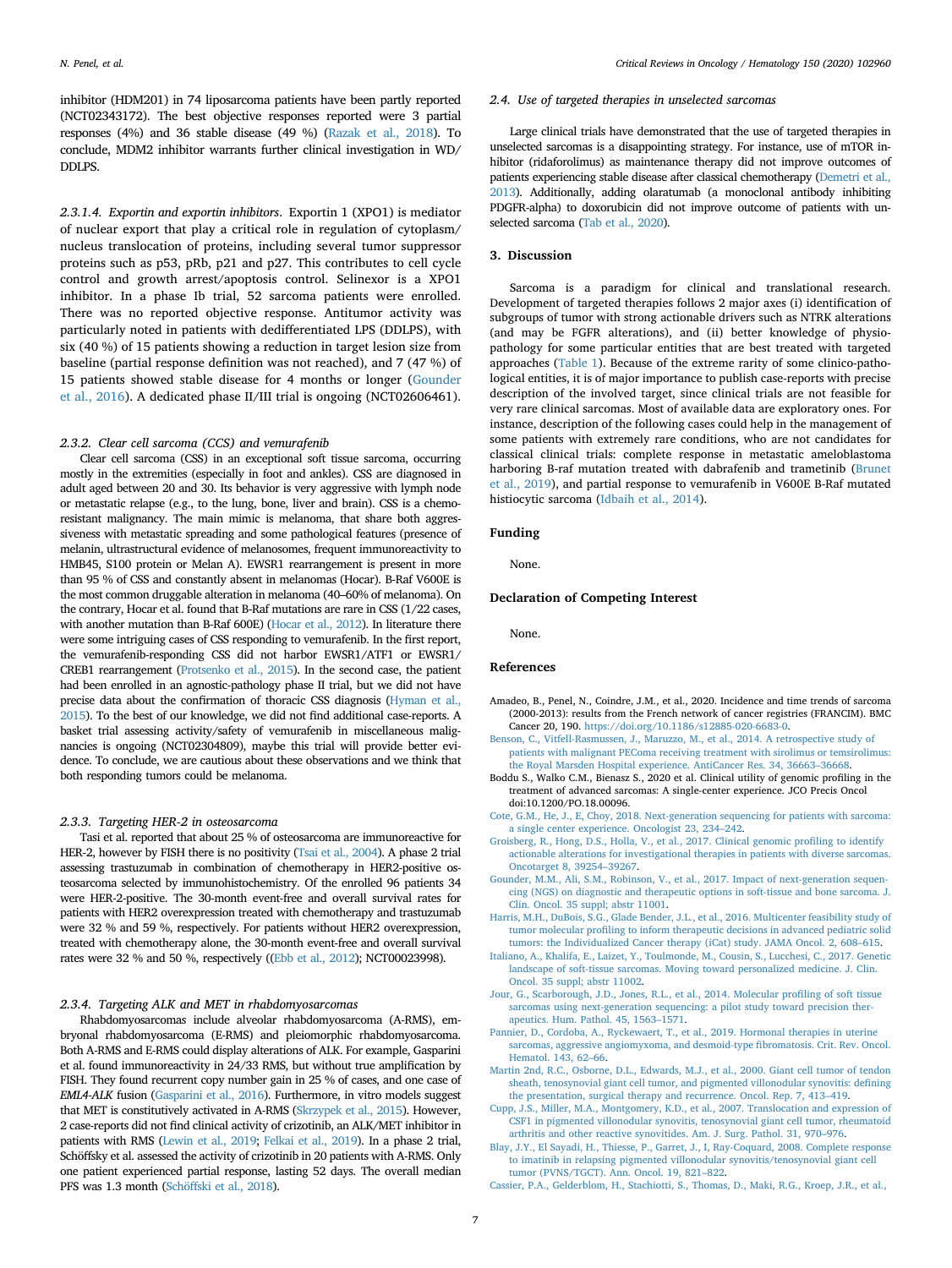inhibitor (HDM201) in 74 liposarcoma patients have been partly reported (NCT02343172). The best objective responses reported were 3 partial responses (4%) and 36 stable disease (49 %) (Razak et al., 2018). To conclude, MDM2 inhibitor warrants further clinical investigation in WD/DDLPS.

#### 2.3.1.4. Exportin and exportin inhibitors

Exportin 1 (XPO1) is mediator of nuclear export that play a critical role in regulation of cytoplasm/nucleus translocation of proteins, including several tumor suppressor proteins such as p53, pRb, p21 and p27. This contributes to cell cycle control and growth arrest/apoptosis control. Selinexor is a XPO1 inhibitor. In a phase Ib trial, 52 sarcoma patients were enrolled. There was no reported objective response. Antitumor activity was particularly noted in patients with dedifferentiated LPS (DDLPS), with six (40 %) of 15 patients showing a reduction in target lesion size from baseline (partial response definition was not reached), and 7 (47 %) of 15 patients showed stable disease for 4 months or longer (Gounder et al., 2016). A dedicated phase II/III trial is ongoing (NCT02606461).

### 2.3.2. Clear cell sarcoma (CCS) and vemurafenib

Clear cell sarcoma (CSS) in an exceptional soft tissue sarcoma, occurring mostly in the extremities (especially in foot and ankles). CSS are diagnosed in adult aged between 20 and 30. Its behavior is very aggressive with lymph node or metastatic relapse (e.g., to the lung, bone, liver and brain). CSS is a chemo-resistant malignancy. The main mimic is melanoma, that share both aggressiveness with metastatic spreading and some pathological features (presence of melanin, ultrastructural evidence of melanosomes, frequent immunoreactivity to HMB45, S100 protein or Melan A). EWSR1 rearrangement is present in more than 95 % of CSS and constantly absent in melanomas (Hocar). B-Raf V600E is the most common druggable alteration in melanoma (40–60% of melanoma). On the contrary, Hocar et al. found that B-Raf mutations are rare in CSS (1/22 cases, with another mutation than B-Raf 600E) (Hocar et al., 2012). In literature there were some intriguing cases of CSS responding to vemurafenib. In the first report, the vemurafenib-responding CSS did not harbor EWSR1/ATF1 or EWSR1/CREB1 rearrangement (Protsenko et al., 2015). In the second case, the patient had been enrolled in an agnostic-pathology phase II trial, but we did not have precise data about the confirmation of thoracic CSS diagnosis (Hyman et al., 2015). To the best of our knowledge, we did not find additional case-reports. A basket trial assessing activity/safety of vemurafenib in miscellaneous malignancies is ongoing (NCT02304809), maybe this trial will provide better evidence. To conclude, we are cautious about these observations and we think that both responding tumors could be melanoma.

### 2.3.3. Targeting HER-2 in osteosarcoma

Tasi et al. reported that about 25 % of osteosarcoma are immunoreactive for HER-2, however by FISH there is no positivity (Tsai et al., 2004). A phase 2 trial assessing trastuzumab in combination of chemotherapy in HER2-positive osteosarcoma selected by immunohistochemistry. Of the enrolled 96 patients 34 were HER-2-positive. The 30-month event-free and overall survival rates for patients with HER2 overexpression treated with chemotherapy and trastuzumab were 32 % and 59 %, respectively. For patients without HER2 overexpression, treated with chemotherapy alone, the 30-month event-free and overall survival rates were 32 % and 50 %, respectively ((Ebb et al., 2012); NCT00023998).

### 2.3.4. Targeting ALK and MET in rhabdomyosarcomas

Rhabdomyosarcomas include alveolar rhabdomyosarcoma (A-RMS), embryonal rhabdomyosarcoma (E-RMS) and pleiomorphic rhabdomyosarcoma. Both A-RMS and E-RMS could display alterations of ALK. For example, Gasparini et al. found immunoreactivity in 24/33 RMS, but without true amplification by FISH. They found recurrent copy number gain in 25 % of cases, and one case of *EML4-ALK* fusion (Gasparini et al., 2016). Furthermore, in vitro models suggest that MET is constitutively activated in A-RMS (Skrzypek et al., 2015). However, 2 case-reports did not find clinical activity of crizotinib, an ALK/MET inhibitor in patients with RMS (Lewin et al., 2019; Felkai et al., 2019). In a phase 2 trial, Schöffsky et al. assessed the activity of crizotinib in 20 patients with A-RMS. Only one patient experienced partial response, lasting 52 days. The overall median PFS was 1.3 month (Schöffski et al., 2018).

## 2.4. Use of targeted therapies in unselected sarcomas

Large clinical trials have demonstrated that the use of targeted therapies in unselected sarcomas is a disappointing strategy. For instance, use of mTOR inhibitor (ridaforolimus) as maintenance therapy did not improve outcomes of patients experiencing stable disease after classical chemotherapy (Demetri et al., 2013). Additionally, adding olaratumab (a monoclonal antibody inhibiting PDGFR-alpha) to doxorubicin did not improve outcome of patients with unselected sarcoma (Tab et al., 2020).

# 3. Discussion

Sarcoma is a paradigm for clinical and translational research. Development of targeted therapies follows 2 major axes (i) identification of subgroups of tumor with strong actionable drivers such as NTRK alterations (and may be FGFR alterations), and (ii) better knowledge of physiopathology for some particular entities that are best treated with targeted approaches (Table 1). Because of the extreme rarity of some clinico-pathological entities, it is of major importance to publish case-reports with precise description of the involved target, since clinical trials are not feasible for very rare clinical sarcomas. Most of available data are exploratory ones. For instance, description of the following cases could help in the management of some patients with extremely rare conditions, who are not candidates for classical clinical trials: complete response in metastatic ameloblastoma harboring B-raf mutation treated with dabrafenib and trametinib (Brunet et al., 2019), and partial response to vemurafenib in V600E B-Raf mutated histiocytic sarcoma (Idbaih et al., 2014).

# Funding

None.

# Declaration of Competing Interest

None.

# References

Amadeo, B., Penel, N., Coindre, J.M., et al., 2020. Incidence and time trends of sarcoma (2000-2013): results from the French network of cancer registries (FRANCIM). BMC Cancer 20, 190. https://doi.org/10.1186/s12885-020-6683-0.

Benson, C., Vitfell-Rasmussen, J., Maruzzo, M., et al., 2014. A retrospective study of patients with malignant PEComa receiving treatment with sirolimus or temsirolimus: the Royal Marsden Hospital experience. AntiCancer Res. 34, 36663–36668.

Boddu S., Walko C.M., Bienasz S., 2020 et al. Clinical utility of genomic profiling in the treatment of advanced sarcomas: A single-center experience. JCO Precis Oncol doi:10.1200/PO.18.00096.

Cote, G.M., He, J., E, Choy, 2018. Next-generation sequencing for patients with sarcoma: a single center experience. Oncologist 23, 234–242.

Groisberg, R., Hong, D.S., Holla, V., et al., 2017. Clinical genomic profiling to identify actionable alterations for investigational therapies in patients with diverse sarcomas. Oncotarget 8, 39254–39267.

Gounder, M.M., Ali, S.M., Robinson, V., et al., 2017. Impact of next-generation sequencing (NGS) on diagnostic and therapeutic options in soft-tissue and bone sarcoma. J. Clin. Oncol. 35 suppl; abstr 11001.

Harris, M.H., DuBois, S.G., Glade Bender, J.L., et al., 2016. Multicenter feasibility study of tumor molecular profiling to inform therapeutic decisions in advanced pediatric solid tumors: the Individualized Cancer therapy (iCat) study. JAMA Oncol. 2, 608–615.

Italiano, A., Khalifa, E., Laizet, Y., Toulmonde, M., Cousin, S., Lucchesi, C., 2017. Genetic landscape of soft-tissue sarcomas. Moving toward personalized medicine. J. Clin. Oncol. 35 suppl; abstr 11002.

Jour, G., Scarborough, J.D., Jones, R.L., et al., 2014. Molecular profiling of soft tissue sarcomas using next-generation sequencing: a pilot study toward precision therapeutics. Hum. Pathol. 45, 1563–1571.

Pannier, D., Cordoba, A., Ryckewaert, T., et al., 2019. Hormonal therapies in uterine sarcomas, aggressive angiomyxoma, and desmoid-type fibromatosis. Crit. Rev. Oncol. Hematol. 143, 62–66.

Martin 2nd, R.C., Osborne, D.L., Edwards, M.J., et al., 2000. Giant cell tumor of tendon sheath, tenosynovial giant cell tumor, and pigmented villonodular synovitis: defining the presentation, surgical therapy and recurrence. Oncol. Rep. 7, 413–419.

Cupp, J.S., Miller, M.A., Montgomery, K.D., et al., 2007. Translocation and expression of CSF1 in pigmented villonodular synovitis, tenosynovial giant cell tumor, rheumatoid arthritis and other reactive synovitides. Am. J. Surg. Pathol. 31, 970–976.

Blay, J.Y., El Sayadi, H., Thiesse, P., Garret, J., I, Ray-Coquard, 2008. Complete response to imatinib in relapsing pigmented villonodular synovitis/tenosynovial giant cell tumor (PVNS/TGCT). Ann. Oncol. 19, 821–822.

Cassier, P.A., Gelderblom, H., Stachiotti, S., Thomas, D., Maki, R.G., Kroep, J.R., et al.,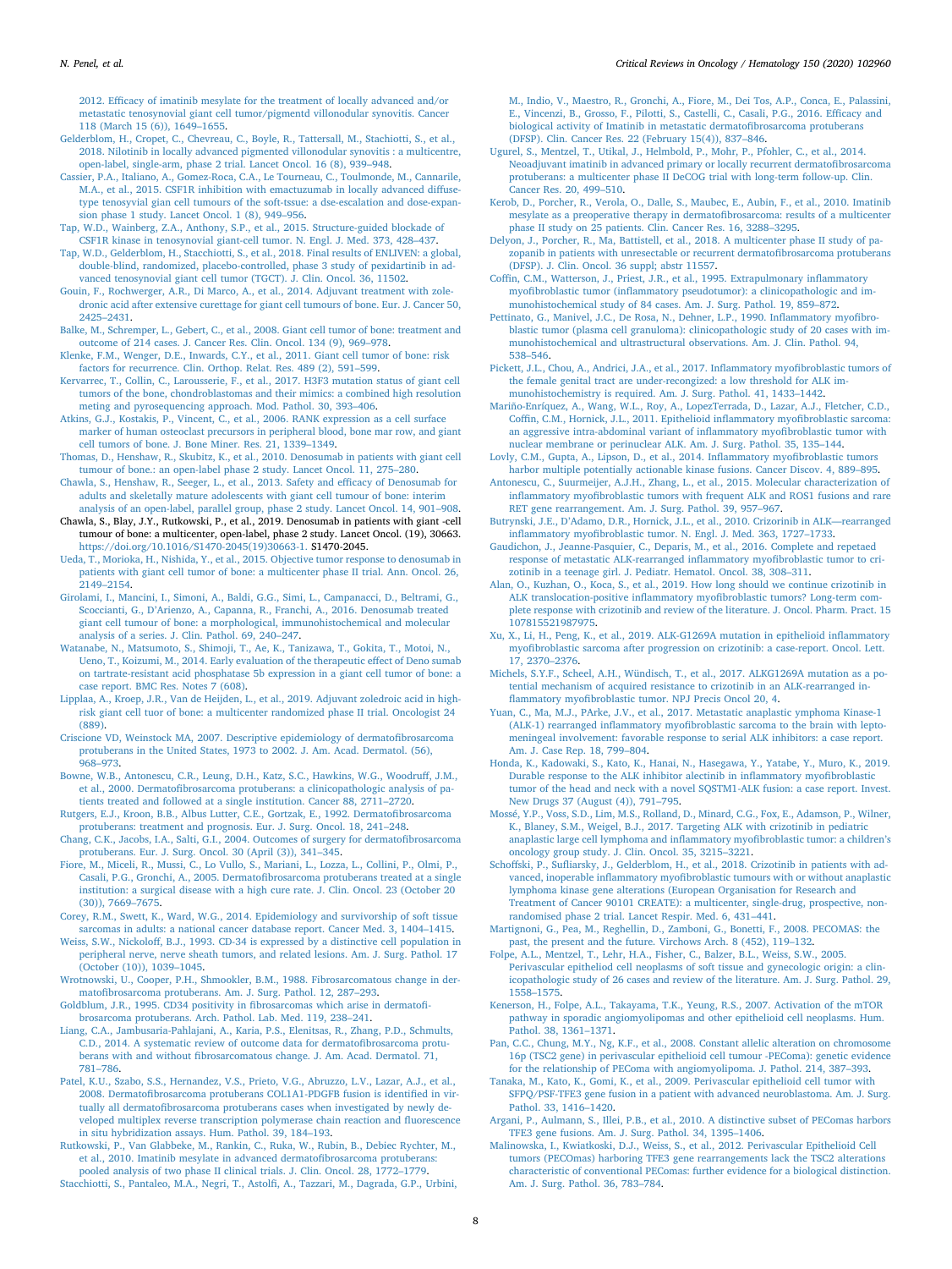2012. Efficacy of imatinib mesylate for the treatment of locally advanced and/or metastatic tenosynovial giant cell tumor/pigmentd villonodular synovitis. Cancer 118 (March 15 (6)), 1649–1655.

Gelderblom, H., Cropet, C., Chevreau, C., Boyle, R., Tattersall, M., Stachiotti, S., et al., 2018. Nilotinib in locally advanced pigmented villonodular synovitis : a multicentre, open-label, single-arm, phase 2 trial. Lancet Oncol. 16 (8), 939–948.

Cassier, P.A., Italiano, A., Gomez-Roca, C.A., Le Tourneau, C., Toulmonde, M., Cannarile, M.A., et al., 2015. CSF1R inhibition with emactuzumab in locally advanced diffuse-type tenosyvial gian cell tumours of the soft-tssue: a dse-escalation and dose-expansion phase 1 study. Lancet Oncol. 1 (8), 949–956.

Tap, W.D., Wainberg, Z.A., Anthony, S.P., et al., 2015. Structure-guided blockade of CSF1R kinase in tenosynovial giant-cell tumor. N. Engl. J. Med. 373, 428–437.

Tap, W.D., Gelderblom, H., Stacchiotti, S., et al., 2018. Final results of ENLIVEN: a global, double-blind, randomized, placebo-controlled, phase 3 study of pexidartinib in advanced tenosynovial giant cell tumor (TGCT). J. Clin. Oncol. 36, 11502.

Gouin, F., Rochwerger, A.R., Di Marco, A., et al., 2014. Adjuvant treatment with zoledronic acid after extensive curettage for giant cell tumours of bone. Eur. J. Cancer 50, 2425–2431.

Balke, M., Schremper, L., Gebert, C., et al., 2008. Giant cell tumor of bone: treatment and outcome of 214 cases. J. Cancer Res. Clin. Oncol. 134 (9), 969–978.

Klenke, F.M., Wenger, D.E., Inwards, C.Y., et al., 2011. Giant cell tumor of bone: risk factors for recurrence. Clin. Orthop. Relat. Res. 489 (2), 591–599.

Kervarrec, T., Collin, C., Larousserie, F., et al., 2017. H3F3 mutation status of giant cell tumors of the bone, chondroblastomas and their mimics: a combined high resolution meting and pyrosequencing approach. Mod. Pathol. 30, 393–406.

Atkins, G.J., Kostakis, P., Vincent, C., et al., 2006. RANK expression as a cell surface marker of human osteoclast precursors in peripheral blood, bone mar row, and giant cell tumors of bone. J. Bone Miner. Res. 21, 1339–1349.

Thomas, D., Henshaw, R., Skubitz, K., et al., 2010. Denosumab in patients with giant cell tumour of bone.: an open-label phase 2 study. Lancet Oncol. 11, 275–280.

Chawla, S., Henshaw, R., Seeger, L., et al., 2013. Safety and efficacy of Denosumab for adults and skeletally mature adolescents with giant cell tumour of bone: interim analysis of an open-label, parallel group, phase 2 study. Lancet Oncol. 14, 901–908.

Chawla, S., Blay, J.Y., Rutkowski, P., et al., 2019. Denosumab in patients with giant -cell tumour of bone: a multicenter, open-label, phase 2 study. Lancet Oncol. (19), 30663. https://doi.org/10.1016/S1470-2045(19)30663-1. S1470-2045.

Ueda, T., Morioka, H., Nishida, Y., et al., 2015. Objective tumor response to denosumab in patients with giant cell tumor of bone: a multicenter phase II trial. Ann. Oncol. 26, 2149–2154.

Girolami, I., Mancini, I., Simoni, A., Baldi, G.G., Simi, L., Campanacci, D., Beltrami, G., Scoccianti, G., D'Arienzo, A., Capanna, R., Franchi, A., 2016. Denosumab treated giant cell tumour of bone: a morphological, immunohistochemical and molecular analysis of a series. J. Clin. Pathol. 69, 240–247.

Watanabe, N., Matsumoto, S., Shimoji, T., Ae, K., Tanizawa, T., Gokita, T., Motoi, N., Ueno, T., Koizumi, M., 2014. Early evaluation of the therapeutic effect of Deno sumab on tartrate-resistant acid phosphatase 5b expression in a giant cell tumor of bone: a case report. BMC Res. Notes 7 (608).

Lipplaa, A., Kroep, J.R., Van de Heijden, L., et al., 2019. Adjuvant zoledroic acid in high-risk giant cell tuor of bone: a multicenter randomized phase II trial. Oncologist 24 (889).

Criscione VD, Weinstock MA, 2007. Descriptive epidemiology of dermatofibrosarcoma protuberans in the United States, 1973 to 2002. J. Am. Acad. Dermatol. (56), 968–973.

Bowne, W.B., Antonescu, C.R., Leung, D.H., Katz, S.C., Hawkins, W.G., Woodruff, J.M., et al., 2000. Dermatofibrosarcoma protuberans: a clinicopathologic analysis of patients treated and followed at a single institution. Cancer 88, 2711–2720.

Rutgers, E.J., Kroon, B.B., Albus Lutter, C.E., Gortzak, E., 1992. Dermatofibrosarcoma protuberans: treatment and prognosis. Eur. J. Surg. Oncol. 18, 241–248.

Chang, C.K., Jacobs, I.A., Salti, G.I., 2004. Outcomes of surgery for dermatofibrosarcoma protuberans. Eur. J. Surg. Oncol. 30 (April (3)), 341–345.

Fiore, M., Miceli, R., Mussi, C., Lo Vullo, S., Mariani, L., Lozza, L., Collini, P., Olmi, P., Casali, P.G., Gronchi, A., 2005. Dermatofibrosarcoma protuberans treated at a single institution: a surgical disease with a high cure rate. J. Clin. Oncol. 23 (October 20 (30)), 7669–7675.

Corey, R.M., Swett, K., Ward, W.G., 2014. Epidemiology and survivorship of soft tissue sarcomas in adults: a national cancer database report. Cancer Med. 3, 1404–1415.

Weiss, S.W., Nickoloff, B.J., 1993. CD-34 is expressed by a distinctive cell population in peripheral nerve, nerve sheath tumors, and related lesions. Am. J. Surg. Pathol. 17 (October (10)), 1039–1045.

Wrotnowski, U., Cooper, P.H., Shmookler, B.M., 1988. Fibrosarcomatous change in dermatofibrosarcoma protuberans. Am. J. Surg. Pathol. 12, 287–293.

Goldblum, J.R., 1995. CD34 positivity in fibrosarcomas which arise in dermatofibrosarcoma protuberans. Arch. Pathol. Lab. Med. 119, 238–241.

Liang, C.A., Jambusaria-Pahlajani, A., Karia, P.S., Elenitsas, R., Zhang, P.D., Schmults, C.D., 2014. A systematic review of outcome data for dermatofibrosarcoma protuberans with and without fibrosarcomatous change. J. Am. Acad. Dermatol. 71, 781–786.

Patel, K.U., Szabo, S.S., Hernandez, V.S., Prieto, V.G., Abruzzo, L.V., Lazar, A.J., et al., 2008. Dermatofibrosarcoma protuberans COL1A1-PDGFB fusion is identified in virtually all dermatofibrosarcoma protuberans cases when investigated by newly developed multiplex reverse transcription polymerase chain reaction and fluorescence in situ hybridization assays. Hum. Pathol. 39, 184–193.

Rutkowski, P., Van Glabbeke, M., Rankin, C., Ruka, W., Rubin, B., Debiec Rychter, M., et al., 2010. Imatinib mesylate in advanced dermatofibrosarcoma protuberans: pooled analysis of two phase II clinical trials. J. Clin. Oncol. 28, 1772–1779.

Stacchiotti, S., Pantaleo, M.A., Negri, T., Astolfi, A., Tazzari, M., Dagrada, G.P., Urbini, M., Indio, V., Maestro, R., Gronchi, A., Fiore, M., Dei Tos, A.P., Conca, E., Palassini, E., Vincenzi, B., Grosso, F., Pilotti, S., Castelli, C., Casali, P.G., 2016. Efficacy and biological activity of Imatinib in metastatic dermatofibrosarcoma protuberans (DFSP). Clin. Cancer Res. 22 (February 15(4)), 837–846.

Ugurel, S., Mentzel, T., Utikal, J., Helmbold, P., Mohr, P., Pfohler, C., et al., 2014. Neoadjuvant imatinib in advanced primary or locally recurrent dermatofibrosarcoma protuberans: a multicenter phase II DeCOG trial with long-term follow-up. Clin. Cancer Res. 20, 499–510.

Kerob, D., Porcher, R., Verola, O., Dalle, S., Maubec, E., Aubin, F., et al., 2010. Imatinib mesylate as a preoperative therapy in dermatofibrosarcoma: results of a multicenter phase II study on 25 patients. Clin. Cancer Res. 16, 3288–3295.

Delyon, J., Porcher, R., Ma, Battistell, et al., 2018. A multicenter phase II study of pazopanib in patients with unresectable or recurrent dermatofibrosarcoma protuberans (DFSP). J. Clin. Oncol. 36 suppl; abstr 11557.

Coffin, C.M., Watterson, J., Priest, J.R., et al., 1995. Extrapulmonary inflammatory myofibroblastic tumor (inflammatory pseudotumor): a clinicopathologic and immunohistochemical study of 84 cases. Am. J. Surg. Pathol. 19, 859–872.

Pettinato, G., Manivel, J.C., De Rosa, N., Dehner, L.P., 1990. Inflammatory myofibroblastic tumor (plasma cell granuloma): clinicopathologic study of 20 cases with immunohistochemical and ultrastructural observations. Am. J. Clin. Pathol. 94, 538–546.

Pickett, J.L., Chou, A., Andrici, J.A., et al., 2017. Inflammatory myofibroblastic tumors of the female genital tract are under-recognized: a low threshold for ALK immunohistochemistry is required. Am. J. Surg. Pathol. 41, 1433–1442.

Mariño-Enríquez, A., Wang, W.L., Roy, A., LopezTerrada, D., Lazar, A.J., Fletcher, C.D., Coffin, C.M., Hornick, J.L., 2011. Epithelioid inflammatory myofibroblastic sarcoma: an aggressive intra-abdominal variant of inflammatory myofibroblastic tumor with nuclear membrane or perinuclear ALK. Am. J. Surg. Pathol. 35, 135–144.

Lovly, C.M., Gupta, A., Lipson, D., et al., 2014. Inflammatory myofibroblastic tumors harbor multiple potentially actionable kinase fusions. Cancer Discov. 4, 889–895.

Antonescu, C., Suurmeijer, A.J.H., Zhang, L., et al., 2015. Molecular characterization of inflammatory myofibroblastic tumors with frequent ALK and ROS1 fusions and rare RET gene rearrangement. Am. J. Surg. Pathol. 39, 957–967.

Butrynski, J.E., D'Adamo, D.R., Hornick, J.L., et al., 2010. Crizotinib in ALK—rearranged inflammatory myofibroblastic tumor. N. Engl. J. Med. 363, 1727–1733.

Gaudichon, J., Jeanne-Pasquier, C., Deparis, M., et al., 2016. Complete and repetaed response of metastatic ALK-rearranged inflammatory myofibroblastic tumor to crizotinib in a teenage girl. J. Pediatr. Hematol. Oncol. 38, 308–311.

Alan, O., Kuzhan, O., Koca, S., et al., 2019. How long should we continue crizotinib in ALK translocation-positive inflammatory myofibroblastic tumors? Long-term complete response with crizotinib and review of the literature. J. Oncol. Pharm. Pract. 15 107815521987975.

Xu, X., Li, H., Peng, K., et al., 2019. ALK-G1269A mutation in epithelioid inflammatory myofibroblastic sarcoma after progression on crizotinib: a case-report. Oncol. Lett. 17, 2370–2376.

Michels, S.Y.F., Scheel, A.H., Wündisch, T., et al., 2017. ALKG1269A mutation as a potential mechanism of acquired resistance to crizotinib in an ALK-rearranged inflammatory myofibroblastic tumor. NPJ Precis Oncol 20, 4.

Yuan, C., Ma, M.J., PArke, J.V., et al., 2017. Metastatic anaplastic ymphoma Kinase-1 (ALK-1) rearranged inflammatory myofibroblastic sarcoma to the brain with leptomeningeal involvement: favorable response to serial ALK inhibitors: a case report. Am. J. Case Rep. 18, 799–804.

Honda, K., Kadowaki, S., Kato, K., Hanai, N., Hasegawa, Y., Yatabe, Y., Muro, K., 2019. Durable response to the ALK inhibitor alectinib in inflammatory myofibroblastic tumor of the head and neck with a novel SQSTM1-ALK fusion: a case report. Invest. New Drugs 37 (August (4)), 791–795.

Mossé, Y.P., Voss, S.D., Lim, M.S., Rolland, D., Minard, C.G., Fox, E., Adamson, P., Wilner, K., Blaney, S.M., Weigel, B.J., 2017. Targeting ALK with crizotinib in pediatric anaplastic large cell lymphoma and inflammatory myofibroblastic tumor: a children's oncology group study. J. Clin. Oncol. 35, 3215–3221.

Schoffski, P., Sufliarsky, J., Gelderblom, H., et al., 2018. Crizotinib in patients with advanced, inoperable inflammatory myofibroblastic tumours with or without anaplastic lymphoma kinase gene alterations (European Organisation for Research and Treatment of Cancer 90101 CREATE): a multicenter, single-drug, prospective, non-randomised phase 2 trial. Lancet Respir. Med. 6, 431–441.

Martignoni, G., Pea, M., Reghellin, D., Zamboni, G., Bonetti, F., 2008. PECOMAS: the past, the present and the future. Virchows Arch. 8 (452), 119–132.

Folpe, A.L., Mentzel, T., Lehr, H.A., Fisher, C., Balzer, B.L., Weiss, S.W., 2005. Perivascular epitheliod cell neoplasms of soft tissue and gynecologic origin: a clinicopathologic study of 26 cases and review of the literature. Am. J. Surg. Pathol. 29, 1558–1575.

Kenerson, H., Folpe, A.L., Takayama, T.K., Yeung, R.S., 2007. Activation of the mTOR pathway in sporadic angiomyolipomas and other epithelioid cell neoplasms. Hum. Pathol. 38, 1361–1371.

Pan, C.C., Chung, M.Y., Ng, K.F., et al., 2008. Constant allelic alteration on chromosome 16p (TSC2 gene) in perivascular epithelioid cell tumour -PEComa): genetic evidence for the relationship of PEComa with angiomyolipoma. J. Pathol. 214, 387–393.

Tanaka, M., Kato, K., Gomi, K., et al., 2009. Perivascular epithelioid cell tumor with SFPQ/PSF-TFE3 gene fusion in a patient with advanced neuroblastoma. Am. J. Surg. Pathol. 33, 1416–1420.

Argani, P., Aulmann, S., Illei, P.B., et al., 2010. A distinctive subset of PEComas harbors TFE3 gene fusions. Am. J. Surg. Pathol. 34, 1395–1406.

Malinowska, I., Kwiatkoski, D.J., Weiss, S., et al., 2012. Perivascular Epithelioid Cell tumors (PEComas) harboring TFE3 gene rearrangements lack the TSC2 alterations characteristic of conventional PEComas: further evidence for a biological distinction. Am. J. Surg. Pathol. 36, 783–784.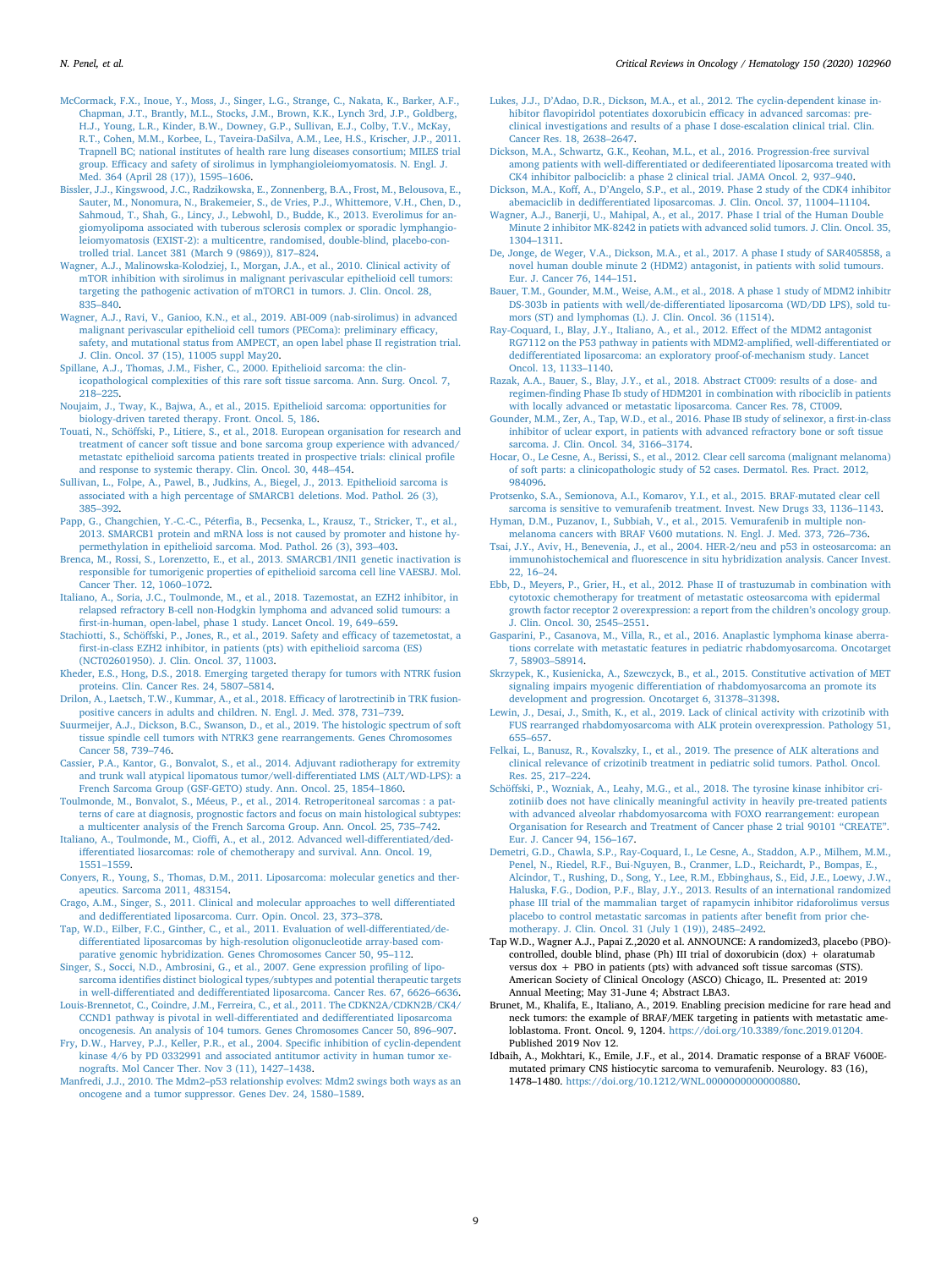McCormack, F.X., Inoue, Y., Moss, J., Singer, L.G., Strange, C., Nakata, K., Barker, A.F., Chapman, J.T., Brantly, M.L., Stocks, J.M., Brown, K.K., Lynch 3rd, J.P., Goldberg, H.J., Young, L.R., Kinder, B.W., Downey, G.P., Sullivan, E.J., Colby, T.V., McKay, R.T., Cohen, M.M., Korbee, L., Taveira-DaSilva, A.M., Lee, H.S., Krischer, J.P., 2011. Trapnell BC; national institutes of health rare lung diseases consortium; MILES trial group. Efficacy and safety of sirolimus in lymphangioleiomyomatosis. N. Engl. J. Med. 364 (April 28 (17)), 1595–1606.

Bissler, J.J., Kingswood, J.C., Radzikowska, E., Zonnenberg, B.A., Frost, M., Belousova, E., Sauter, M., Nonomura, N., Brakemeier, S., de Vries, P.J., Whittemore, V.H., Chen, D., Sahmoud, T., Shah, G., Lincy, J., Lebwohl, D., Budde, K., 2013. Everolimus for angiomyolipoma associated with tuberous sclerosis complex or sporadic lymphangioleiomyomatosis (EXIST-2): a multicentre, randomised, double-blind, placebo-controlled trial. Lancet 381 (March 9 (9869)), 817–824.

Wagner, A.J., Malinowska-Kolodziej, I., Morgan, J.A., et al., 2010. Clinical activity of mTOR inhibition with sirolimus in malignant perivascular epithelioid cell tumors: targeting the pathogenic activation of mTORC1 in tumors. J. Clin. Oncol. 28, 835–840.

Wagner, A.J., Ravi, V., Ganioo, K.N., et al., 2019. ABI-009 (nab-sirolimus) in advanced malignant perivascular epithelioid cell tumors (PEComa): preliminary efficacy, safety, and mutational status from AMPECT, an open label phase II registration trial. J. Clin. Oncol. 37 (15), 11005 suppl May20.

Spillane, A.J., Thomas, J.M., Fisher, C., 2000. Epithelioid sarcoma: the clinicopathological complexities of this rare soft tissue sarcoma. Ann. Surg. Oncol. 7, 218–225.

Noujaim, J., Tway, K., Bajwa, A., et al., 2015. Epithelioid sarcoma: opportunities for biology-driven tareted therapy. Front. Oncol. 5, 186.

Touati, N., Schöffski, P., Litiere, S., et al., 2018. European organisation for research and treatment of cancer soft tissue and bone sarcoma group experience with advanced/metastatic epithelioid sarcoma patients treated in prospective trials: clinical profile and response to systemic therapy. Clin. Oncol. 30, 448–454.

Sullivan, L., Folpe, A., Pawel, B., Judkins, A., Biegel, J., 2013. Epithelioid sarcoma is associated with a high percentage of SMARCB1 deletions. Mod. Pathol. 26 (3), 385–392.

Papp, G., Changchien, Y.-C.-C., Péterfia, B., Pecsenka, L., Krausz, T., Stricker, T., et al., 2013. SMARCB1 protein and mRNA loss is not caused by promoter and histone hypermethylation in epithelioid sarcoma. Mod. Pathol. 26 (3), 393–403.

Brenca, M., Rossi, S., Lorenzetto, E., et al., 2013. SMARCB1/INI1 genetic inactivation is responsible for tumorigenic properties of epithelioid sarcoma cell line VAESBJ. Mol. Cancer Ther. 12, 1060–1072.

Italiano, A., Soria, J.C., Toulmonde, M., et al., 2018. Tazemostat, an EZH2 inhibitor, in relapsed refractory B-cell non-Hodgkin lymphoma and advanced solid tumours: a first-in-human, open-label, phase 1 study. Lancet Oncol. 19, 649–659.

Stachiotti, S., Schöffski, P., Jones, R., et al., 2019. Safety and efficacy of tazemetostat, a first-in-class EZH2 inhibitor, in patients (pts) with epithelioid sarcoma (ES) (NCT02601950). J. Clin. Oncol. 37, 11003.

Kheder, E.S., Hong, D.S., 2018. Emerging targeted therapy for tumors with NTRK fusion proteins. Clin. Cancer Res. 24, 5807–5814.

Drilon, A., Laetsch, T.W., Kummar, A., et al., 2018. Efficacy of larotrectinib in TRK fusion-positive cancers in adults and children. N. Engl. J. Med. 378, 731–739.

Suurmeijer, A.J., Dickson, B.C., Swanson, D., et al., 2019. The histologic spectrum of soft tissue spindle cell tumors with NTRK3 gene rearrangements. Genes Chromosomes Cancer 58, 739–746.

Cassier, P.A., Kantor, G., Bonvalot, S., et al., 2014. Adjuvant radiotherapy for extremity and trunk wall atypical lipomatous tumor/well-differentiated LMS (ALT/WD-LPS): a French Sarcoma Group (GSF-GETO) study. Ann. Oncol. 25, 1854–1860.

Toulmonde, M., Bonvalot, S., Méeus, P., et al., 2014. Retroperitoneal sarcomas : a patterns of care at diagnosis, prognostic factors and focus on main histological subtypes: a multicenter analysis of the French Sarcoma Group. Ann. Oncol. 25, 735–742.

Italiano, A., Toulmonde, M., Cioffi, A., et al., 2012. Advanced well-differentiated/dedifferentiated liosarcomas: role of chemotherapy and survival. Ann. Oncol. 19, 1551–1559.

Conyers, R., Young, S., Thomas, D.M., 2011. Liposarcoma: molecular genetics and therapeutics. Sarcoma 2011, 483154.

Crago, A.M., Singer, S., 2011. Clinical and molecular approaches to well differentiated and dedifferentiated liposarcoma. Curr. Opin. Oncol. 23, 373–378.

Tap, W.D., Eilber, F.C., Ginther, C., et al., 2011. Evaluation of well-differentiated/dedifferentiated liposarcomas by high-resolution oligonucleotide array-based comparative genomic hybridization. Genes Chromosomes Cancer 50, 95–112.

Singer, S., Socci, N.D., Ambrosini, G., et al., 2007. Gene expression profiling of liposarcoma identifies distinct biological types/subtypes and potential therapeutic targets in well-differentiated and dedifferentiated liposarcoma. Cancer Res. 67, 6626–6636.

Louis-Brennetot, C., Coindre, J.M., Ferreira, C., et al., 2011. The CDKN2A/CDKN2B/CK4/CCND1 pathway is pivotal in well-differentiated and dedifferentiated liposarcoma oncogenesis. An analysis of 104 tumors. Genes Chromosomes Cancer 50, 896–907.

Fry, D.W., Harvey, P.J., Keller, P.R., et al., 2004. Specific inhibition of cyclin-dependent kinase 4/6 by PD 0332991 and associated antitumor activity in human tumor xenografts. Mol Cancer Ther. Nov 3 (11), 1427–1438.

Manfredi, J.J., 2010. The Mdm2–p53 relationship evolves: Mdm2 swings both ways as an oncogene and a tumor suppressor. Genes Dev. 24, 1580–1589.

Lukes, J.J., D'Adao, D.R., Dickson, M.A., et al., 2012. The cyclin-dependent kinase inhibitor flavopiridol potentiates doxorubicin efficacy in advanced sarcomas: preclinical investigations and results of a phase I dose-escalation clinical trial. Clin. Cancer Res. 18, 2638–2647.

Dickson, M.A., Schwartz, G.K., Keohan, M.L., et al., 2016. Progression-free survival among patients with well-differentiated or dedifeerentiated liposarcoma treated with CK4 inhibitor palbociclib: a phase 2 clinical trial. JAMA Oncol. 2, 937–940.

Dickson, M.A., Koff, A., D'Angelo, S.P., et al., 2019. Phase 2 study of the CDK4 inhibitor abemaciclib in dedifferentiated liposarcomas. J. Clin. Oncol. 37, 11004–11104.

Wagner, A.J., Banerji, U., Mahipal, A., et al., 2017. Phase I trial of the Human Double Minute 2 inhibitor MK-8242 in patiets with advanced solid tumors. J. Clin. Oncol. 35, 1304–1311.

De, Jonge, de Weger, V.A., Dickson, M.A., et al., 2017. A phase I study of SAR405858, a novel human double minute 2 (HDM2) antagonist, in patients with solid tumours. Eur. J. Cancer 76, 144–151.

Bauer, T.M., Gounder, M.M., Weise, A.M., et al., 2018. A phase 1 study of MDM2 inhibitr DS-303b in patients with well/de-differentiated liposarcoma (WD/DD LPS), sold tumors (ST) and lymphomas (L). J. Clin. Oncol. 36 (11514).

Ray-Coquard, I., Blay, J.Y., Italiano, A., et al., 2012. Effect of the MDM2 antagonist RG7112 on the P53 pathway in patients with MDM2-amplified, well-differentiated or dedifferentiated liposarcoma: an exploratory proof-of-mechanism study. Lancet Oncol. 13, 1133–1140.

Razak, A.A., Bauer, S., Blay, J.Y., et al., 2018. Abstract CT009: results of a dose- and regimen-finding Phase Ib study of HDM201 in combination with ribociclib in patients with locally advanced or metastatic liposarcoma. Cancer Res. 78, CT009.

Gounder, M.M., Zer, A., Tap, W.D., et al., 2016. Phase IB study of selinexor, a first-in-class inhibitor of uclear export, in patients with advanced refractory bone or soft tissue sarcoma. J. Clin. Oncol. 34, 3166–3174.

Hocar, O., Le Cesne, A., Berissi, S., et al., 2012. Clear cell sarcoma (malignant melanoma) of soft parts: a clinicopathologic study of 52 cases. Dermatol. Res. Pract. 2012, 984096.

Protsenko, S.A., Semionova, A.I., Komarov, Y.I., et al., 2015. BRAF-mutated clear cell sarcoma is sensitive to vemurafenib treatment. Invest. New Drugs 33, 1136–1143.

Hyman, D.M., Puzanov, I., Subbiah, V., et al., 2015. Vemurafenib in multiple nonmelanoma cancers with BRAF V600 mutations. N. Engl. J. Med. 373, 726–736.

Tsai, J.Y., Aviv, H., Benevenia, J., et al., 2004. HER-2/neu and p53 in osteosarcoma: an immunohistochemical and fluorescence in situ hybridization analysis. Cancer Invest. 22, 16–24.

Ebb, D., Meyers, P., Grier, H., et al., 2012. Phase II of trastuzumab in combination with cytotoxic chemotherapy for treatment of metastatic osteosarcoma with epidermal growth factor receptor 2 overexpression: a report from the children's oncology group. J. Clin. Oncol. 30, 2545–2551.

Gasparini, P., Casanova, M., Villa, R., et al., 2016. Anaplastic lymphoma kinase aberrations correlate with metastatic features in pediatric rhabdomyosarcoma. Oncotarget 7, 58903–58914.

Skrzypek, K., Kusienicka, A., Szewczyck, B., et al., 2015. Constitutive activation of MET signaling impairs myogenic differentiation of rhabdomyosarcoma an promote its development and progression. Oncotarget 6, 31378–31398.

Lewin, J., Desai, J., Smith, K., et al., 2019. Lack of clinical activity with crizotinib with FUS rearranged rhabdomyosarcoma with ALK protein overexpression. Pathology 51, 655–657.

Felkai, L., Banusz, R., Kovalszky, I., et al., 2019. The presence of ALK alterations and clinical relevance of crizotinib treatment in pediatric solid tumors. Pathol. Oncol. Res. 25, 217–224.

Schöffski, P., Wozniak, A., Leahy, M.G., et al., 2018. The tyrosine kinase inhibitor crizotiniib does not have clinically meaningful activity in heavily pre-treated patients with advanced alveolar rhabdomyosarcoma with FOXO rearrangement: european Organisation for Research and Treatment of Cancer phase 2 trial 90101 "CREATE". Eur. J. Cancer 94, 156–167.

Demetri, G.D., Chawla, S.P., Ray-Coquard, I., Le Cesne, A., Staddon, A.P., Milhem, M.M., Penel, N., Riedel, R.F., Bui-Nguyen, B., Cranmer, L.D., Reichardt, P., Bompas, E., Alcindor, T., Rushing, D., Song, Y., Lee, R.M., Ebbinghaus, S., Eid, J.E., Loewy, J.W., Haluska, F.G., Dodion, P.F., Blay, J.Y., 2013. Results of an international randomized phase III trial of the mammalian target of rapamycin inhibitor ridaforolimus versus placebo to control metastatic sarcomas in patients after benefit from prior chemotherapy. J. Clin. Oncol. 31 (July 1 (19)), 2485–2492.

Tap W.D., Wagner A.J., Papai Z.,2020 et al. ANNOUNCE: A randomized3, placebo (PBO)-controlled, double blind, phase (Ph) III trial of doxorubicin (dox) + olaratumab versus dox + PBO in patients (pts) with advanced soft tissue sarcomas (STS). American Society of Clinical Oncology (ASCO) Chicago, IL. Presented at: 2019 Annual Meeting; May 31-June 4; Abstract LBA3.

Brunet, M., Khalifa, E., Italiano, A., 2019. Enabling precision medicine for rare head and neck tumors: the example of BRAF/MEK targeting in patients with metastatic ameloblastoma. Front. Oncol. 9, 1204. https://doi.org/10.3389/fonc.2019.01204. Published 2019 Nov 12.

Idbaih, A., Mokhtari, K., Emile, J.F., et al., 2014. Dramatic response of a BRAF V600E-mutated primary CNS histiocytic sarcoma to vemurafenib. Neurology. 83 (16), 1478–1480. https://doi.org/10.1212/WNL.0000000000000880.